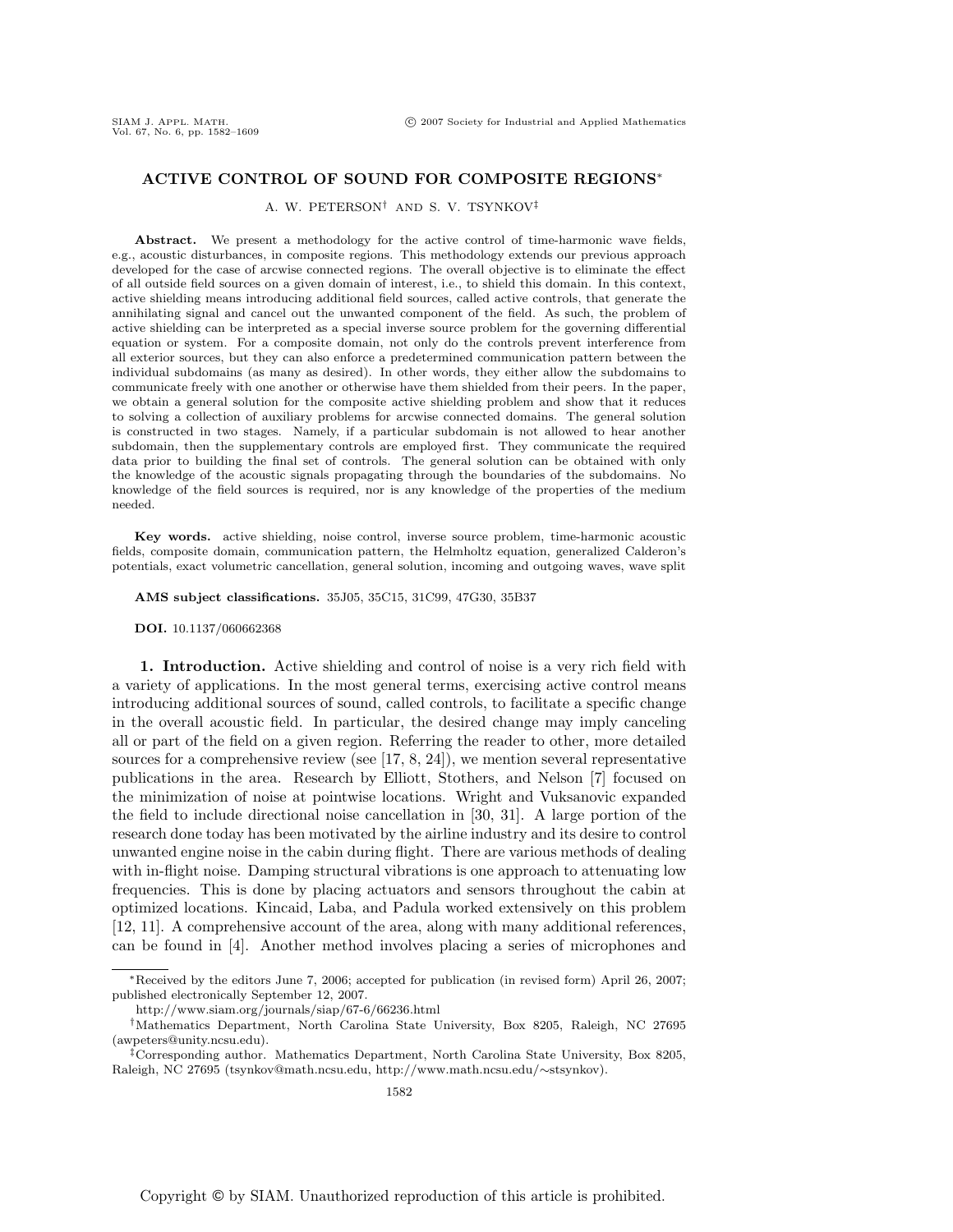# ACTIVE CONTROL OF SOUND FOR COMPOSITE REGIONS*

A. W. PETERSON[†] AND S. V. TSYNKOV[‡]

**Abstract.** We present a methodology for the active control of time-harmonic wave fields, e.g., acoustic disturbances, in composite regions. This methodology extends our previous approach developed for the case of arcwise connected regions. The overall objective is to eliminate the effect of all outside field sources on a given domain of interest, i.e., to shield this domain. In this context, active shielding means introducing additional field sources, called active controls, that generate the annihilating signal and cancel out the unwanted component of the field. As such, the problem of active shielding can be interpreted as a special inverse source problem for the governing differential equation or system. For a composite domain, not only do the controls prevent interference from all exterior sources, but they can also enforce a predetermined communication pattern between the individual subdomains (as many as desired). In other words, they either allow the subdomains to communicate freely with one another or otherwise have them shielded from their peers. In the paper, we obtain a general solution for the composite active shielding problem and show that it reduces to solving a collection of auxiliary problems for arcwise connected domains. The general solution is constructed in two stages. Namely, if a particular subdomain is not allowed to hear another subdomain, then the supplementary controls are employed first. They communicate the required data prior to building the final set of controls. The general solution can be obtained with only the knowledge of the acoustic signals propagating through the boundaries of the subdomains. No knowledge of the field sources is required, nor is any knowledge of the properties of the medium needed.

**Key words.** active shielding, noise control, inverse source problem, time-harmonic acoustic fields, composite domain, communication pattern, the Helmholtz equation, generalized Calderon's potentials, exact volumetric cancellation, general solution, incoming and outgoing waves, wave split

**AMS subject classifications.** 35J05, 35C15, 31C99, 47G30, 35B37

**DOI.** 10.1137/060662368

## 1. Introduction.

Active shielding and control of noise is a very rich field with a variety of applications. In the most general terms, exercising active control means introducing additional sources of sound, called controls, to facilitate a specific change in the overall acoustic field. In particular, the desired change may imply canceling all or part of the field on a given region. Referring the reader to other, more detailed sources for a comprehensive review (see [17, 8, 24]), we mention several representative publications in the area. Research by Elliott, Stothers, and Nelson [7] focused on the minimization of noise at pointwise locations. Wright and Vuksanovic expanded the field to include directional noise cancellation in [30, 31]. A large portion of the research done today has been motivated by the airline industry and its desire to control unwanted engine noise in the cabin during flight. There are various methods of dealing with in-flight noise. Damping structural vibrations is one approach to attenuating low frequencies. This is done by placing actuators and sensors throughout the cabin at optimized locations. Kincaid, Laba, and Padula worked extensively on this problem [12, 11]. A comprehensive account of the area, along with many additional references, can be found in [4]. Another method involves placing a series of microphones and

---

*Received by the editors June 7, 2006; accepted for publication (in revised form) April 26, 2007; published electronically September 12, 2007.

http://www.siam.org/journals/siap/67-6/66236.html

[†]Mathematics Department, North Carolina State University, Box 8205, Raleigh, NC 27695 (awpeters@unity.ncsu.edu).

[‡]Corresponding author. Mathematics Department, North Carolina State University, Box 8205, Raleigh, NC 27695 (tsynkov@math.ncsu.edu, http://www.math.ncsu.edu/∼stsynkov).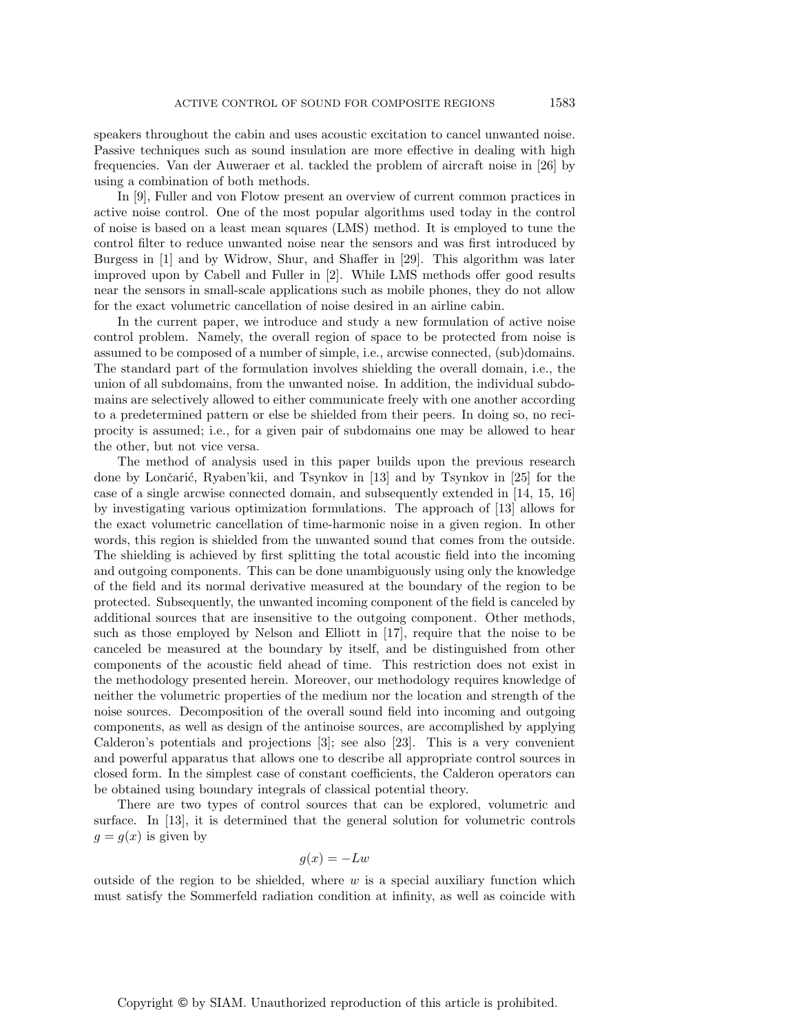speakers throughout the cabin and uses acoustic excitation to cancel unwanted noise. Passive techniques such as sound insulation are more effective in dealing with high frequencies. Van der Auweraer et al. tackled the problem of aircraft noise in [26] by using a combination of both methods.

In [9], Fuller and von Flotow present an overview of current common practices in active noise control. One of the most popular algorithms used today in the control of noise is based on a least mean squares (LMS) method. It is employed to tune the control filter to reduce unwanted noise near the sensors and was first introduced by Burgess in [1] and by Widrow, Shur, and Shaffer in [29]. This algorithm was later improved upon by Cabell and Fuller in [2]. While LMS methods offer good results near the sensors in small-scale applications such as mobile phones, they do not allow for the exact volumetric cancellation of noise desired in an airline cabin.

In the current paper, we introduce and study a new formulation of active noise control problem. Namely, the overall region of space to be protected from noise is assumed to be composed of a number of simple, i.e., arcwise connected, (sub)domains. The standard part of the formulation involves shielding the overall domain, i.e., the union of all subdomains, from the unwanted noise. In addition, the individual subdomains are selectively allowed to either communicate freely with one another according to a predetermined pattern or else be shielded from their peers. In doing so, no reciprocity is assumed; i.e., for a given pair of subdomains one may be allowed to hear the other, but not vice versa.

The method of analysis used in this paper builds upon the previous research done by Lončarić, Ryaben'kii, and Tsynkov in [13] and by Tsynkov in [25] for the case of a single arcwise connected domain, and subsequently extended in [14, 15, 16] by investigating various optimization formulations. The approach of [13] allows for the exact volumetric cancellation of time-harmonic noise in a given region. In other words, this region is shielded from the unwanted sound that comes from the outside. The shielding is achieved by first splitting the total acoustic field into the incoming and outgoing components. This can be done unambiguously using only the knowledge of the field and its normal derivative measured at the boundary of the region to be protected. Subsequently, the unwanted incoming component of the field is canceled by additional sources that are insensitive to the outgoing component. Other methods, such as those employed by Nelson and Elliott in [17], require that the noise to be canceled be measured at the boundary by itself, and be distinguished from other components of the acoustic field ahead of time. This restriction does not exist in the methodology presented herein. Moreover, our methodology requires knowledge of neither the volumetric properties of the medium nor the location and strength of the noise sources. Decomposition of the overall sound field into incoming and outgoing components, as well as design of the antinoise sources, are accomplished by applying Calderon's potentials and projections [3]; see also [23]. This is a very convenient and powerful apparatus that allows one to describe all appropriate control sources in closed form. In the simplest case of constant coefficients, the Calderon operators can be obtained using boundary integrals of classical potential theory.

There are two types of control sources that can be explored, volumetric and surface. In [13], it is determined that the general solution for volumetric controls $g = g(x)$ is given by

$$g(x) = -Lw$$

outside of the region to be shielded, where $w$ is a special auxiliary function which must satisfy the Sommerfeld radiation condition at infinity, as well as coincide with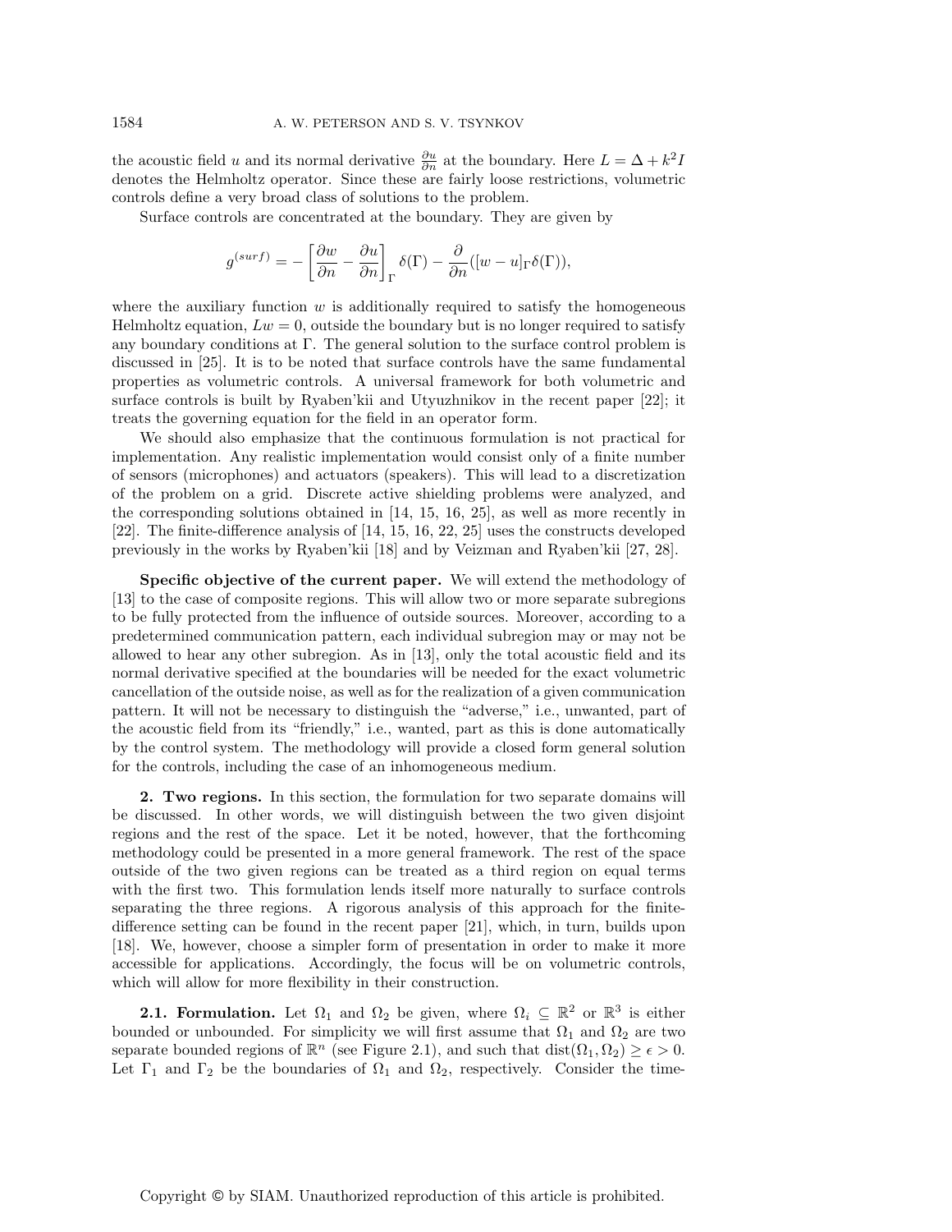the acoustic field $u$ and its normal derivative $\frac{\partial u}{\partial n}$ at the boundary. Here $L = \Delta + k^2 I$ denotes the Helmholtz operator. Since these are fairly loose restrictions, volumetric controls define a very broad class of solutions to the problem.

Surface controls are concentrated at the boundary. They are given by

$$g^{(surf)} = -\left[\frac{\partial w}{\partial n} - \frac{\partial u}{\partial n}\right]_\Gamma \delta(\Gamma) - \frac{\partial}{\partial n}([w-u]_\Gamma \delta(\Gamma)),$$

where the auxiliary function $w$ is additionally required to satisfy the homogeneous Helmholtz equation, $Lw = 0$, outside the boundary but is no longer required to satisfy any boundary conditions at $\Gamma$. The general solution to the surface control problem is discussed in [25]. It is to be noted that surface controls have the same fundamental properties as volumetric controls. A universal framework for both volumetric and surface controls is built by Ryaben'kii and Utyuzhnikov in the recent paper [22]; it treats the governing equation for the field in an operator form.

We should also emphasize that the continuous formulation is not practical for implementation. Any realistic implementation would consist only of a finite number of sensors (microphones) and actuators (speakers). This will lead to a discretization of the problem on a grid. Discrete active shielding problems were analyzed, and the corresponding solutions obtained in [14, 15, 16, 25], as well as more recently in [22]. The finite-difference analysis of [14, 15, 16, 22, 25] uses the constructs developed previously in the works by Ryaben'kii [18] and by Veizman and Ryaben'kii [27, 28].

**Specific objective of the current paper.** We will extend the methodology of [13] to the case of composite regions. This will allow two or more separate subregions to be fully protected from the influence of outside sources. Moreover, according to a predetermined communication pattern, each individual subregion may or may not be allowed to hear any other subregion. As in [13], only the total acoustic field and its normal derivative specified at the boundaries will be needed for the exact volumetric cancellation of the outside noise, as well as for the realization of a given communication pattern. It will not be necessary to distinguish the "adverse," i.e., unwanted, part of the acoustic field from its "friendly," i.e., wanted, part as this is done automatically by the control system. The methodology will provide a closed form general solution for the controls, including the case of an inhomogeneous medium.

## 2. Two regions.

In this section, the formulation for two separate domains will be discussed. In other words, we will distinguish between the two given disjoint regions and the rest of the space. Let it be noted, however, that the forthcoming methodology could be presented in a more general framework. The rest of the space outside of the two given regions can be treated as a third region on equal terms with the first two. This formulation lends itself more naturally to surface controls separating the three regions. A rigorous analysis of this approach for the finite-difference setting can be found in the recent paper [21], which, in turn, builds upon [18]. We, however, choose a simpler form of presentation in order to make it more accessible for applications. Accordingly, the focus will be on volumetric controls, which will allow for more flexibility in their construction.

### 2.1. Formulation.

Let $\Omega_1$ and $\Omega_2$ be given, where $\Omega_i \subseteq \mathbb{R}^2$ or $\mathbb{R}^3$ is either bounded or unbounded. For simplicity we will first assume that $\Omega_1$ and $\Omega_2$ are two separate bounded regions of $\mathbb{R}^n$ (see Figure 2.1), and such that $\text{dist}(\Omega_1, \Omega_2) \geq \epsilon > 0$. Let $\Gamma_1$ and $\Gamma_2$ be the boundaries of $\Omega_1$ and $\Omega_2$, respectively. Consider the time-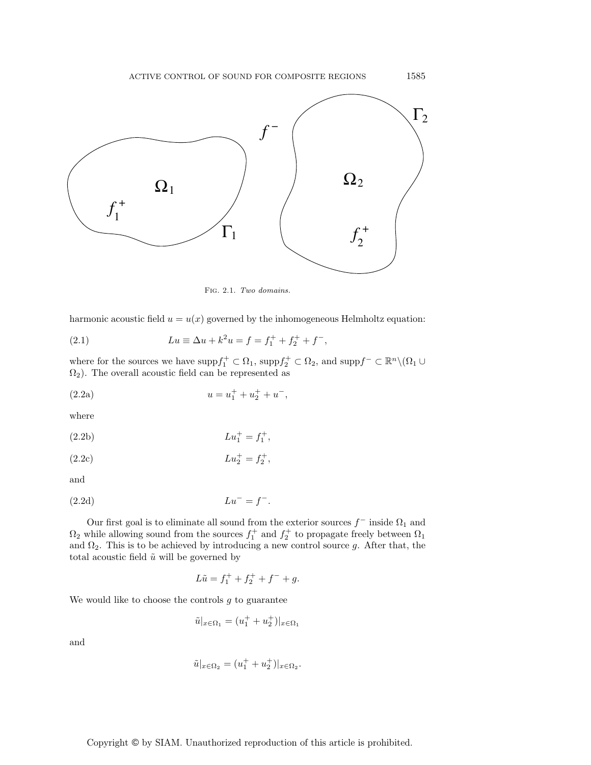Fig. 2.1. *Two domains.*

harmonic acoustic field $u = u(x)$ governed by the inhomogeneous Helmholtz equation:

$$Lu \equiv \Delta u + k^2 u = f = f_1^+ + f_2^+ + f^-, \tag{2.1}$$

where for the sources we have $\text{supp} f_1^+ \subset \Omega_1$, $\text{supp} f_2^+ \subset \Omega_2$, and $\text{supp} f^- \subset \mathbb{R}^n \backslash (\Omega_1 \cup \Omega_2)$. The overall acoustic field can be represented as

$$u = u_1^+ + u_2^+ + u^-, \tag{2.2a}$$

where

$$Lu_1^+ = f_1^+, \tag{2.2b}$$

$$Lu_2^+ = f_2^+, \tag{2.2c}$$

and

$$Lu^- = f^-. \tag{2.2d}$$

Our first goal is to eliminate all sound from the exterior sources $f^-$ inside $\Omega_1$ and $\Omega_2$ while allowing sound from the sources $f_1^+$ and $f_2^+$ to propagate freely between $\Omega_1$ and $\Omega_2$. This is to be achieved by introducing a new control source $g$. After that, the total acoustic field $\tilde{u}$ will be governed by

$$L\tilde{u} = f_1^+ + f_2^+ + f^- + g.$$

We would like to choose the controls $g$ to guarantee

$$\tilde{u}|_{x \in \Omega_1} = (u_1^+ + u_2^+)|_{x \in \Omega_1}$$

and

$$\tilde{u}|_{x \in \Omega_2} = (u_1^+ + u_2^+)|_{x \in \Omega_2}.$$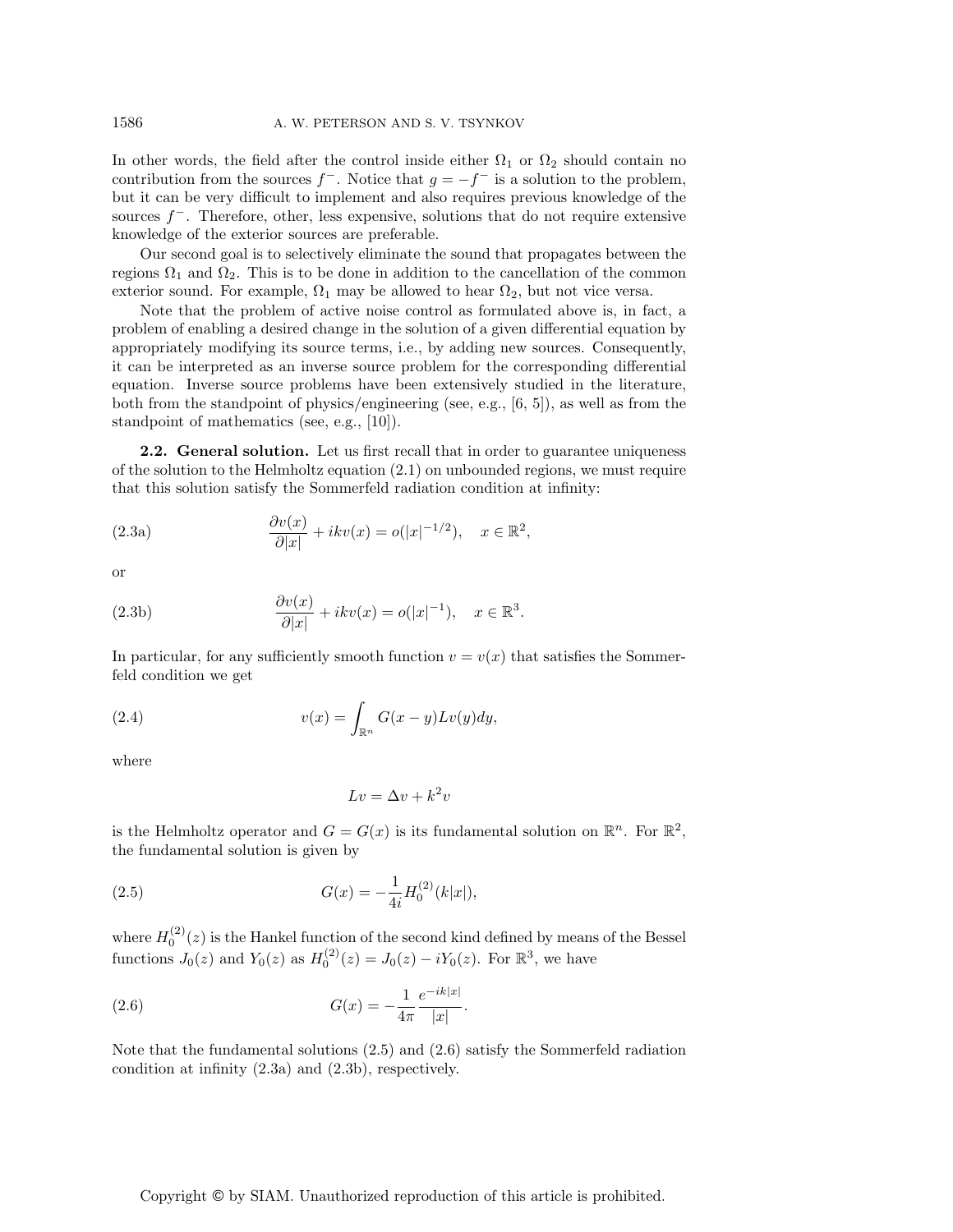In other words, the field after the control inside either $\Omega_1$ or $\Omega_2$ should contain no contribution from the sources $f^-$. Notice that $g = -f^-$ is a solution to the problem, but it can be very difficult to implement and also requires previous knowledge of the sources $f^-$. Therefore, other, less expensive, solutions that do not require extensive knowledge of the exterior sources are preferable.

Our second goal is to selectively eliminate the sound that propagates between the regions $\Omega_1$ and $\Omega_2$. This is to be done in addition to the cancellation of the common exterior sound. For example, $\Omega_1$ may be allowed to hear $\Omega_2$, but not vice versa.

Note that the problem of active noise control as formulated above is, in fact, a problem of enabling a desired change in the solution of a given differential equation by appropriately modifying its source terms, i.e., by adding new sources. Consequently, it can be interpreted as an inverse source problem for the corresponding differential equation. Inverse source problems have been extensively studied in the literature, both from the standpoint of physics/engineering (see, e.g., [6, 5]), as well as from the standpoint of mathematics (see, e.g., [10]).

**2.2. General solution.** Let us first recall that in order to guarantee uniqueness of the solution to the Helmholtz equation (2.1) on unbounded regions, we must require that this solution satisfy the Sommerfeld radiation condition at infinity:

$$\frac{\partial v(x)}{\partial |x|} + ikv(x) = o(|x|^{-1/2}), \quad x \in \mathbb{R}^2, \tag{2.3a}$$

or

$$\frac{\partial v(x)}{\partial |x|} + ikv(x) = o(|x|^{-1}), \quad x \in \mathbb{R}^3. \tag{2.3b}$$

In particular, for any sufficiently smooth function $v = v(x)$ that satisfies the Sommerfeld condition we get

$$v(x) = \int_{\mathbb{R}^n} G(x-y)Lv(y)dy, \tag{2.4}$$

where

$$Lv = \Delta v + k^2 v$$

is the Helmholtz operator and $G = G(x)$ is its fundamental solution on $\mathbb{R}^n$. For $\mathbb{R}^2$, the fundamental solution is given by

$$G(x) = -\frac{1}{4i} H_0^{(2)}(k|x|), \tag{2.5}$$

where $H_0^{(2)}(z)$ is the Hankel function of the second kind defined by means of the Bessel functions $J_0(z)$ and $Y_0(z)$ as $H_0^{(2)}(z) = J_0(z) - iY_0(z)$. For $\mathbb{R}^3$, we have

$$G(x) = -\frac{1}{4\pi} \frac{e^{-ik|x|}}{|x|}. \tag{2.6}$$

Note that the fundamental solutions (2.5) and (2.6) satisfy the Sommerfeld radiation condition at infinity (2.3a) and (2.3b), respectively.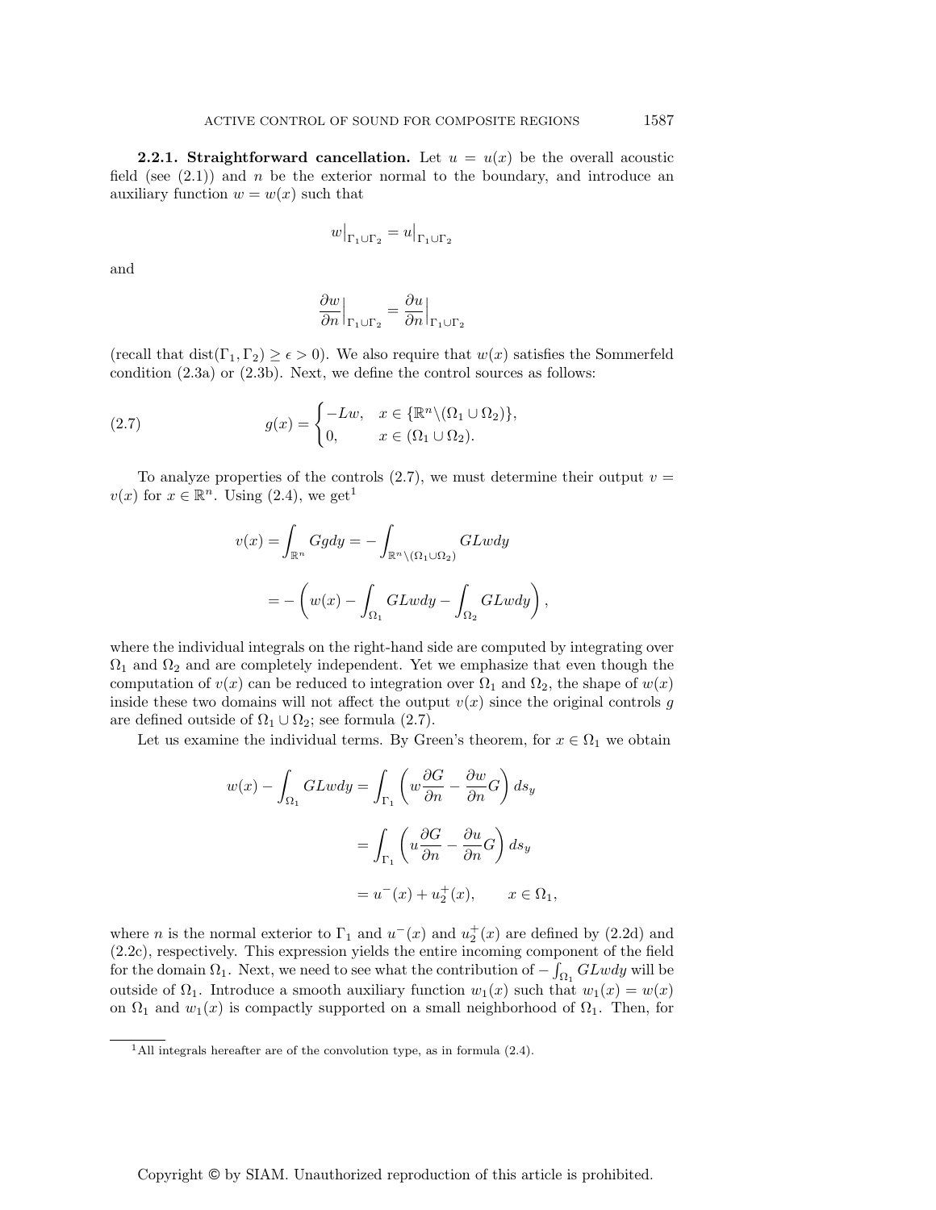**2.2.1. Straightforward cancellation.** Let $u = u(x)$ be the overall acoustic field (see (2.1)) and $n$ be the exterior normal to the boundary, and introduce an auxiliary function $w = w(x)$ such that

$$w\big|_{\Gamma_1 \cup \Gamma_2} = u\big|_{\Gamma_1 \cup \Gamma_2}$$

and

$$\frac{\partial w}{\partial n}\Big|_{\Gamma_1 \cup \Gamma_2} = \frac{\partial u}{\partial n}\Big|_{\Gamma_1 \cup \Gamma_2}$$

(recall that $\text{dist}(\Gamma_1, \Gamma_2) \geq \epsilon > 0$). We also require that $w(x)$ satisfies the Sommerfeld condition (2.3a) or (2.3b). Next, we define the control sources as follows:

$$g(x) = \begin{cases} -Lw, & x \in \{\mathbb{R}^n \backslash (\Omega_1 \cup \Omega_2)\}, \\ 0, & x \in (\Omega_1 \cup \Omega_2). \end{cases} \tag{2.7}$$

To analyze properties of the controls (2.7), we must determine their output $v = v(x)$ for $x \in \mathbb{R}^n$. Using (2.4), we get[1]

$$v(x) = \int_{\mathbb{R}^n} G g dy = -\int_{\mathbb{R}^n \backslash (\Omega_1 \cup \Omega_2)} GLw dy$$

$$= -\left( w(x) - \int_{\Omega_1} GLw dy - \int_{\Omega_2} GLw dy \right),$$

where the individual integrals on the right-hand side are computed by integrating over $\Omega_1$ and $\Omega_2$ and are completely independent. Yet we emphasize that even though the computation of $v(x)$ can be reduced to integration over $\Omega_1$ and $\Omega_2$, the shape of $w(x)$ inside these two domains will not affect the output $v(x)$ since the original controls $g$ are defined outside of $\Omega_1 \cup \Omega_2$; see formula (2.7).

Let us examine the individual terms. By Green's theorem, for $x \in \Omega_1$ we obtain

$$w(x) - \int_{\Omega_1} GLw dy = \int_{\Gamma_1} \left( w \frac{\partial G}{\partial n} - \frac{\partial w}{\partial n} G \right) ds_y$$

$$= \int_{\Gamma_1} \left( u \frac{\partial G}{\partial n} - \frac{\partial u}{\partial n} G \right) ds_y$$

$$= u^-(x) + u_2^+(x), \qquad x \in \Omega_1,$$

where $n$ is the normal exterior to $\Gamma_1$ and $u^-(x)$ and $u_2^+(x)$ are defined by (2.2d) and (2.2c), respectively. This expression yields the entire incoming component of the field for the domain $\Omega_1$. Next, we need to see what the contribution of $-\int_{\Omega_1} GLw dy$ will be outside of $\Omega_1$. Introduce a smooth auxiliary function $w_1(x)$ such that $w_1(x) = w(x)$ on $\Omega_1$ and $w_1(x)$ is compactly supported on a small neighborhood of $\Omega_1$. Then, for

---

[1] All integrals hereafter are of the convolution type, as in formula (2.4).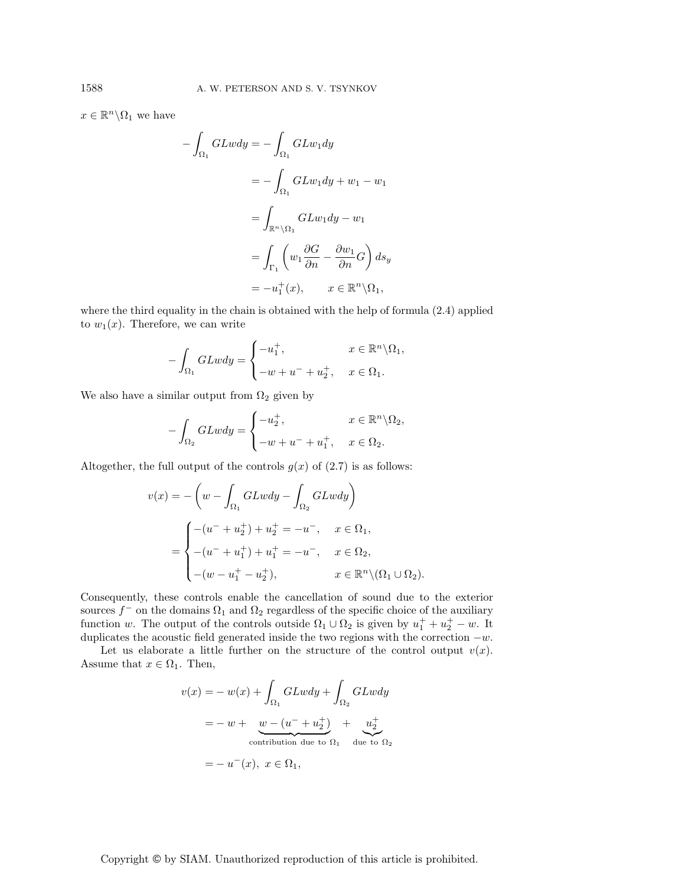$x \in \mathbb{R}^n \backslash \Omega_1$ we have

$$
\begin{aligned}
-\int_{\Omega_1} GLw dy &= -\int_{\Omega_1} GLw_1 dy \\
&= -\int_{\Omega_1} GLw_1 dy + w_1 - w_1 \\
&= \int_{\mathbb{R}^n \backslash \Omega_1} GLw_1 dy - w_1 \\
&= \int_{\Gamma_1} \left( w_1 \frac{\partial G}{\partial n} - \frac{\partial w_1}{\partial n} G \right) ds_y \\
&= -u_1^+(x), \qquad x \in \mathbb{R}^n \backslash \Omega_1,
\end{aligned}
$$

where the third equality in the chain is obtained with the help of formula (2.4) applied to $w_1(x)$. Therefore, we can write

$$
-\int_{\Omega_1} GLw dy = \begin{cases} -u_1^+, & x \in \mathbb{R}^n \backslash \Omega_1, \\ -w + u^- + u_2^+, & x \in \Omega_1. \end{cases}
$$

We also have a similar output from $\Omega_2$ given by

$$
-\int_{\Omega_2} GLw dy = \begin{cases} -u_2^+, & x \in \mathbb{R}^n \backslash \Omega_2, \\ -w + u^- + u_1^+, & x \in \Omega_2. \end{cases}
$$

Altogether, the full output of the controls $g(x)$ of (2.7) is as follows:

$$
\begin{aligned}
v(x) &= -\left( w - \int_{\Omega_1} GLw dy - \int_{\Omega_2} GLw dy \right) \\
&= \begin{cases} -(u^- + u_2^+) + u_2^+ = -u^-, & x \in \Omega_1, \\ -(u^- + u_1^+) + u_1^+ = -u^-, & x \in \Omega_2, \\ -(w - u_1^+ - u_2^+), & x \in \mathbb{R}^n \backslash (\Omega_1 \cup \Omega_2). \end{cases}
\end{aligned}
$$

Consequently, these controls enable the cancellation of sound due to the exterior sources $f^-$ on the domains $\Omega_1$ and $\Omega_2$ regardless of the specific choice of the auxiliary function $w$. The output of the controls outside $\Omega_1 \cup \Omega_2$ is given by $u_1^+ + u_2^+ - w$. It duplicates the acoustic field generated inside the two regions with the correction $-w$.

Let us elaborate a little further on the structure of the control output $v(x)$. Assume that $x \in \Omega_1$. Then,

$$
\begin{aligned}
v(x) &= -w(x) + \int_{\Omega_1} GLw dy + \int_{\Omega_2} GLw dy \\
&= -w + \underbrace{w - (u^- + u_2^+)}_{\text{contribution due to } \Omega_1} + \underbrace{u_2^+}_{\text{due to } \Omega_2} \\
&= -u^-(x), \ x \in \Omega_1,
\end{aligned}
$$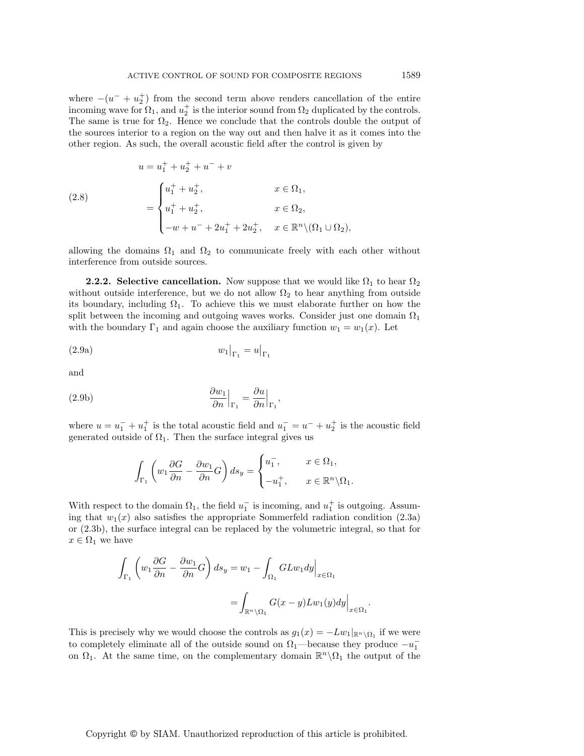where $-(u^- + u_2^+)$ from the second term above renders cancellation of the entire incoming wave for $\Omega_1$, and $u_2^+$ is the interior sound from $\Omega_2$ duplicated by the controls. The same is true for $\Omega_2$. Hence we conclude that the controls double the output of the sources interior to a region on the way out and then halve it as it comes into the other region. As such, the overall acoustic field after the control is given by

$$
\begin{aligned}
u &= u_1^+ + u_2^+ + u^- + v \\
&= \begin{cases} u_1^+ + u_2^+, & x \in \Omega_1, \\ u_1^+ + u_2^+, & x \in \Omega_2, \\ -w + u^- + 2u_1^+ + 2u_2^+, & x \in \mathbb{R}^n \backslash (\Omega_1 \cup \Omega_2), \end{cases}
\end{aligned}
\tag{2.8}
$$

allowing the domains $\Omega_1$ and $\Omega_2$ to communicate freely with each other without interference from outside sources.

**2.2.2. Selective cancellation.** Now suppose that we would like $\Omega_1$ to hear $\Omega_2$ without outside interference, but we do not allow $\Omega_2$ to hear anything from outside its boundary, including $\Omega_1$. To achieve this we must elaborate further on how the split between the incoming and outgoing waves works. Consider just one domain $\Omega_1$ with the boundary $\Gamma_1$ and again choose the auxiliary function $w_1 = w_1(x)$. Let

$$
w_1\big|_{\Gamma_1} = u\big|_{\Gamma_1} \tag{2.9a}
$$

and

$$
\frac{\partial w_1}{\partial n}\Big|_{\Gamma_1} = \frac{\partial u}{\partial n}\Big|_{\Gamma_1}, \tag{2.9b}
$$

where $u = u_1^- + u_1^+$ is the total acoustic field and $u_1^- = u^- + u_2^+$ is the acoustic field generated outside of $\Omega_1$. Then the surface integral gives us

$$
\int_{\Gamma_1} \left( w_1 \frac{\partial G}{\partial n} - \frac{\partial w_1}{\partial n} G \right) ds_y = \begin{cases} u_1^-, & x \in \Omega_1, \\ -u_1^+, & x \in \mathbb{R}^n \backslash \Omega_1. \end{cases}
$$

With respect to the domain $\Omega_1$, the field $u_1^-$ is incoming, and $u_1^+$ is outgoing. Assuming that $w_1(x)$ also satisfies the appropriate Sommerfeld radiation condition (2.3a) or (2.3b), the surface integral can be replaced by the volumetric integral, so that for $x \in \Omega_1$ we have

$$
\begin{aligned}
\int_{\Gamma_1} \left( w_1 \frac{\partial G}{\partial n} - \frac{\partial w_1}{\partial n} G \right) ds_y &= w_1 - \int_{\Omega_1} G L w_1 dy \Big|_{x \in \Omega_1} \\
&= \int_{\mathbb{R}^n \backslash \Omega_1} G(x-y) L w_1(y) dy \Big|_{x \in \Omega_1}.
\end{aligned}
$$

This is precisely why we would choose the controls as $g_1(x) = -Lw_1|_{\mathbb{R}^n \backslash \Omega_1}$ if we were to completely eliminate all of the outside sound on $\Omega_1$—because they produce $-u_1^-$ on $\Omega_1$. At the same time, on the complementary domain $\mathbb{R}^n \backslash \Omega_1$ the output of the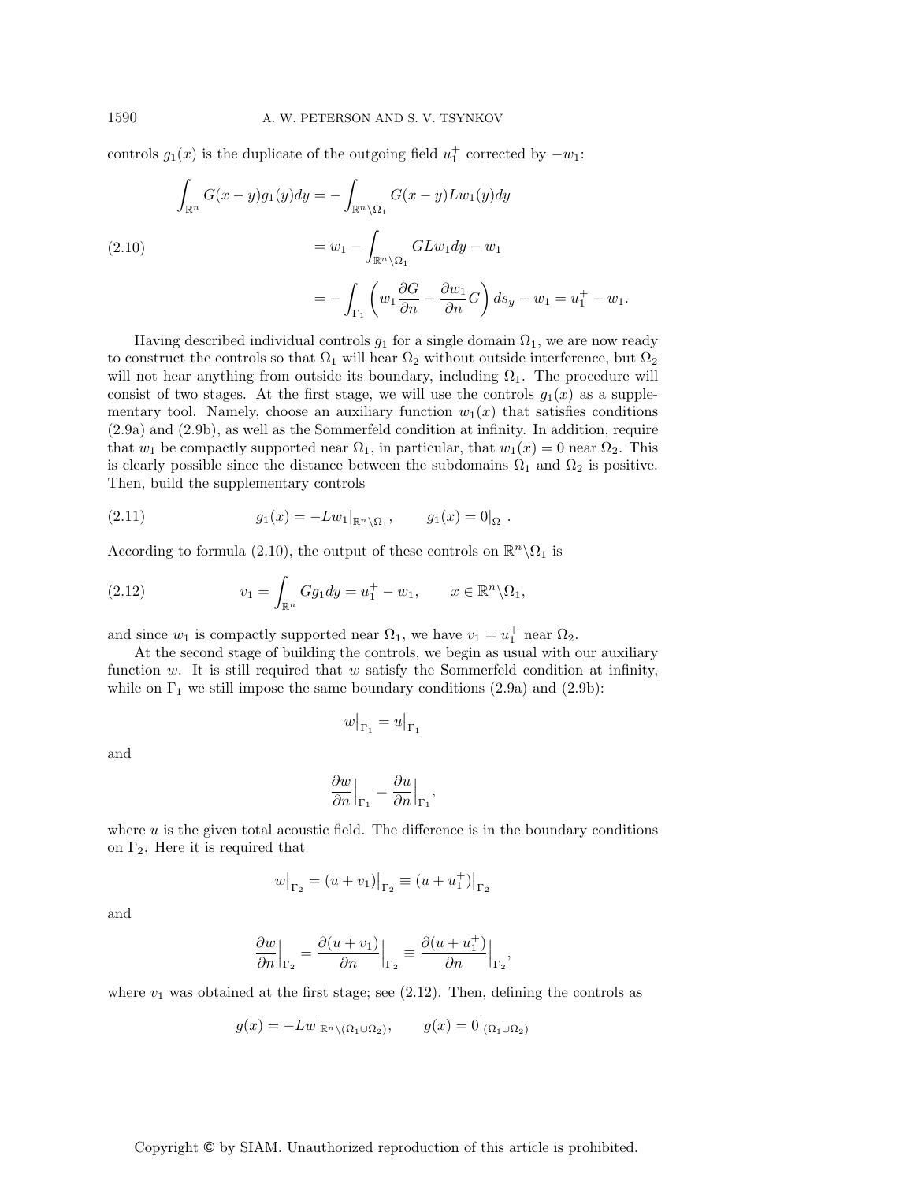controls $g_1(x)$ is the duplicate of the outgoing field $u_1^+$ corrected by $-w_1$:

$$
\begin{aligned}
\int_{\mathbb{R}^n} G(x-y)g_1(y)dy &= -\int_{\mathbb{R}^n\backslash\Omega_1} G(x-y)Lw_1(y)dy \\
&= w_1 - \int_{\mathbb{R}^n\backslash\Omega_1} GLw_1 dy - w_1 \\
&= -\int_{\Gamma_1}\left(w_1\frac{\partial G}{\partial n} - \frac{\partial w_1}{\partial n}G\right)ds_y - w_1 = u_1^+ - w_1.
\end{aligned}
\tag{2.10}
$$

Having described individual controls $g_1$ for a single domain $\Omega_1$, we are now ready to construct the controls so that $\Omega_1$ will hear $\Omega_2$ without outside interference, but $\Omega_2$ will not hear anything from outside its boundary, including $\Omega_1$. The procedure will consist of two stages. At the first stage, we will use the controls $g_1(x)$ as a supplementary tool. Namely, choose an auxiliary function $w_1(x)$ that satisfies conditions (2.9a) and (2.9b), as well as the Sommerfeld condition at infinity. In addition, require that $w_1$ be compactly supported near $\Omega_1$, in particular, that $w_1(x) = 0$ near $\Omega_2$. This is clearly possible since the distance between the subdomains $\Omega_1$ and $\Omega_2$ is positive. Then, build the supplementary controls

$$
g_1(x) = -Lw_1|_{\mathbb{R}^n\backslash\Omega_1}, \qquad g_1(x) = 0|_{\Omega_1}. \tag{2.11}
$$

According to formula (2.10), the output of these controls on $\mathbb{R}^n\backslash\Omega_1$ is

$$
v_1 = \int_{\mathbb{R}^n} Gg_1 dy = u_1^+ - w_1, \qquad x \in \mathbb{R}^n\backslash\Omega_1, \tag{2.12}
$$

and since $w_1$ is compactly supported near $\Omega_1$, we have $v_1 = u_1^+$ near $\Omega_2$.

At the second stage of building the controls, we begin as usual with our auxiliary function $w$. It is still required that $w$ satisfy the Sommerfeld condition at infinity, while on $\Gamma_1$ we still impose the same boundary conditions (2.9a) and (2.9b):

$$
w\big|_{\Gamma_1} = u\big|_{\Gamma_1}
$$

and

$$
\frac{\partial w}{\partial n}\Big|_{\Gamma_1} = \frac{\partial u}{\partial n}\Big|_{\Gamma_1},
$$

where $u$ is the given total acoustic field. The difference is in the boundary conditions on $\Gamma_2$. Here it is required that

$$
w\big|_{\Gamma_2} = (u + v_1)\big|_{\Gamma_2} \equiv (u + u_1^+)\big|_{\Gamma_2}
$$

and

$$
\frac{\partial w}{\partial n}\Big|_{\Gamma_2} = \frac{\partial (u + v_1)}{\partial n}\Big|_{\Gamma_2} \equiv \frac{\partial (u + u_1^+)}{\partial n}\Big|_{\Gamma_2},
$$

where $v_1$ was obtained at the first stage; see (2.12). Then, defining the controls as

$$
g(x) = -Lw|_{\mathbb{R}^n\backslash(\Omega_1\cup\Omega_2)}, \qquad g(x) = 0|_{(\Omega_1\cup\Omega_2)}
$$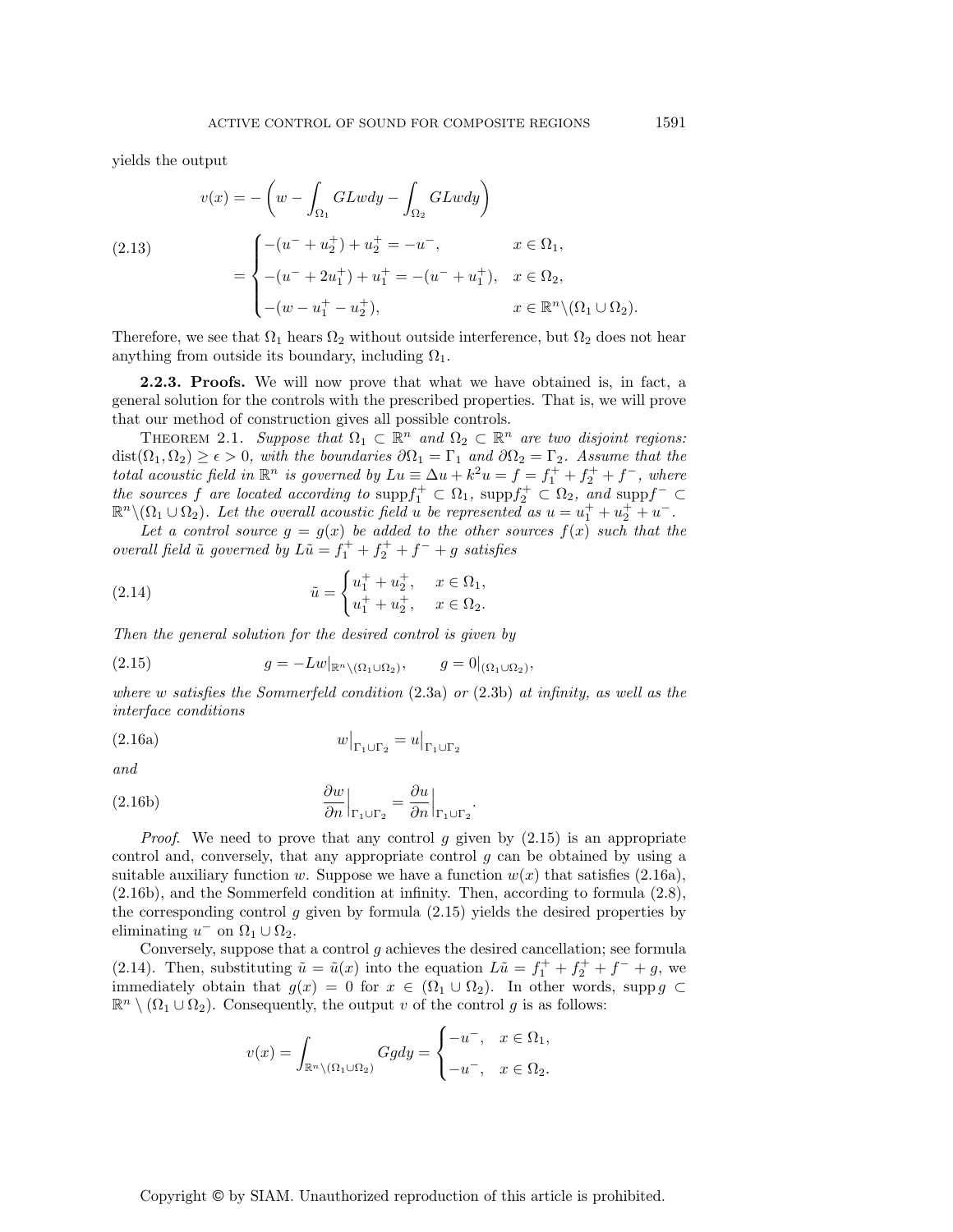yields the output

$$
\begin{aligned}
v(x) &= -\left( w - \int_{\Omega_1} GLw dy - \int_{\Omega_2} GLw dy \right) \\
&= \begin{cases} -(u^- + u_2^+) + u_2^+ = -u^-, & x \in \Omega_1, \\ -(u^- + 2u_1^+) + u_1^+ = -(u^- + u_1^+), & x \in \Omega_2, \\ -(w - u_1^+ - u_2^+), & x \in \mathbb{R}^n \backslash (\Omega_1 \cup \Omega_2). \end{cases}
\end{aligned}
\tag{2.13}
$$

Therefore, we see that $\Omega_1$ hears $\Omega_2$ without outside interference, but $\Omega_2$ does not hear anything from outside its boundary, including $\Omega_1$.

**2.2.3. Proofs.** We will now prove that what we have obtained is, in fact, a general solution for the controls with the prescribed properties. That is, we will prove that our method of construction gives all possible controls.

THEOREM 2.1. *Suppose that $\Omega_1 \subset \mathbb{R}^n$ and $\Omega_2 \subset \mathbb{R}^n$ are two disjoint regions: $\text{dist}(\Omega_1, \Omega_2) \geq \epsilon > 0$, with the boundaries $\partial\Omega_1 = \Gamma_1$ and $\partial\Omega_2 = \Gamma_2$. Assume that the total acoustic field in $\mathbb{R}^n$ is governed by $Lu \equiv \Delta u + k^2 u = f = f_1^+ + f_2^+ + f^-$, where the sources $f$ are located according to $\text{supp} f_1^+ \subset \Omega_1$, $\text{supp} f_2^+ \subset \Omega_2$, and $\text{supp} f^- \subset \mathbb{R}^n \backslash (\Omega_1 \cup \Omega_2)$. Let the overall acoustic field $u$ be represented as $u = u_1^+ + u_2^+ + u^-$.*

*Let a control source $g = g(x)$ be added to the other sources $f(x)$ such that the overall field $\tilde{u}$ governed by $L\tilde{u} = f_1^+ + f_2^+ + f^- + g$ satisfies*

$$
\tilde{u} = \begin{cases} u_1^+ + u_2^+, & x \in \Omega_1, \\ u_1^+ + u_2^+, & x \in \Omega_2. \end{cases}
\tag{2.14}
$$

*Then the general solution for the desired control is given by*

$$
g = -Lw|_{\mathbb{R}^n \backslash (\Omega_1 \cup \Omega_2)}, \qquad g = 0|_{(\Omega_1 \cup \Omega_2)},
\tag{2.15}
$$

*where $w$ satisfies the Sommerfeld condition* (2.3a) *or* (2.3b) *at infinity, as well as the interface conditions*

$$
w\big|_{\Gamma_1 \cup \Gamma_2} = u\big|_{\Gamma_1 \cup \Gamma_2}
\tag{2.16a}
$$

*and*

$$
\frac{\partial w}{\partial n}\bigg|_{\Gamma_1 \cup \Gamma_2} = \frac{\partial u}{\partial n}\bigg|_{\Gamma_1 \cup \Gamma_2}.
\tag{2.16b}
$$

*Proof.* We need to prove that any control $g$ given by (2.15) is an appropriate control and, conversely, that any appropriate control $g$ can be obtained by using a suitable auxiliary function $w$. Suppose we have a function $w(x)$ that satisfies (2.16a), (2.16b), and the Sommerfeld condition at infinity. Then, according to formula (2.8), the corresponding control $g$ given by formula (2.15) yields the desired properties by eliminating $u^-$ on $\Omega_1 \cup \Omega_2$.

Conversely, suppose that a control $g$ achieves the desired cancellation; see formula (2.14). Then, substituting $\tilde{u} = \tilde{u}(x)$ into the equation $L\tilde{u} = f_1^+ + f_2^+ + f^- + g$, we immediately obtain that $g(x) = 0$ for $x \in (\Omega_1 \cup \Omega_2)$. In other words, $\text{supp}\, g \subset \mathbb{R}^n \setminus (\Omega_1 \cup \Omega_2)$. Consequently, the output $v$ of the control $g$ is as follows:

$$
v(x) = \int_{\mathbb{R}^n \backslash (\Omega_1 \cup \Omega_2)} G g dy = \begin{cases} -u^-, & x \in \Omega_1, \\ -u^-, & x \in \Omega_2. \end{cases}
$$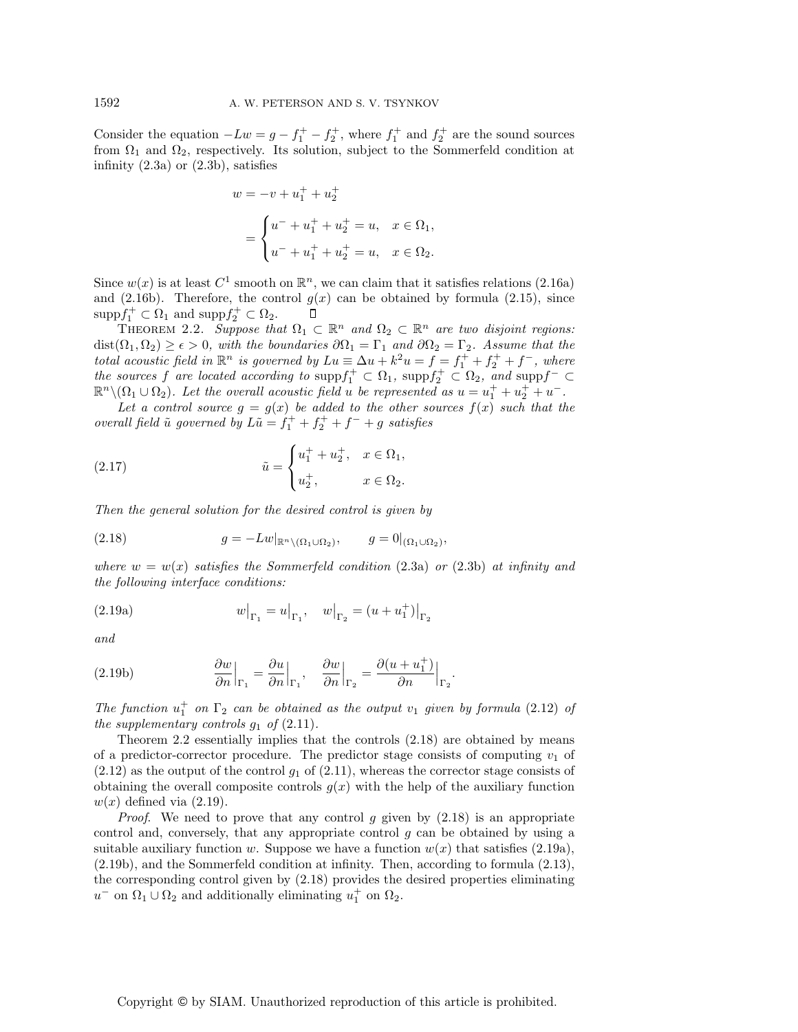Consider the equation $-Lw = g - f_1^+ - f_2^+$, where $f_1^+$ and $f_2^+$ are the sound sources from $\Omega_1$ and $\Omega_2$, respectively. Its solution, subject to the Sommerfeld condition at infinity (2.3a) or (2.3b), satisfies

$$w = -v + u_1^+ + u_2^+$$

$$= \begin{cases} u^- + u_1^+ + u_2^+ = u, & x \in \Omega_1, \\ u^- + u_1^+ + u_2^+ = u, & x \in \Omega_2. \end{cases}$$

Since $w(x)$ is at least $C^1$ smooth on $\mathbb{R}^n$, we can claim that it satisfies relations (2.16a) and (2.16b). Therefore, the control $g(x)$ can be obtained by formula (2.15), since $\text{supp} f_1^+ \subset \Omega_1$ and $\text{supp} f_2^+ \subset \Omega_2$. ∎

THEOREM 2.2. *Suppose that $\Omega_1 \subset \mathbb{R}^n$ and $\Omega_2 \subset \mathbb{R}^n$ are two disjoint regions: $\text{dist}(\Omega_1, \Omega_2) \geq \epsilon > 0$, with the boundaries $\partial\Omega_1 = \Gamma_1$ and $\partial\Omega_2 = \Gamma_2$. Assume that the total acoustic field in $\mathbb{R}^n$ is governed by $Lu \equiv \Delta u + k^2 u = f = f_1^+ + f_2^+ + f^-$, where the sources $f$ are located according to $\text{supp} f_1^+ \subset \Omega_1$, $\text{supp} f_2^+ \subset \Omega_2$, and $\text{supp} f^- \subset \mathbb{R}^n \backslash (\Omega_1 \cup \Omega_2)$. Let the overall acoustic field $u$ be represented as $u = u_1^+ + u_2^+ + u^-$.*

*Let a control source $g = g(x)$ be added to the other sources $f(x)$ such that the overall field $\tilde{u}$ governed by $L\tilde{u} = f_1^+ + f_2^+ + f^- + g$ satisfies*

$$\tilde{u} = \begin{cases} u_1^+ + u_2^+, & x \in \Omega_1, \\ u_2^+, & x \in \Omega_2. \end{cases} \tag{2.17}$$

*Then the general solution for the desired control is given by*

$$g = -Lw|_{\mathbb{R}^n \backslash (\Omega_1 \cup \Omega_2)}, \qquad g = 0|_{(\Omega_1 \cup \Omega_2)}, \tag{2.18}$$

*where $w = w(x)$ satisfies the Sommerfeld condition (2.3a) or (2.3b) at infinity and the following interface conditions:*

$$w\big|_{\Gamma_1} = u\big|_{\Gamma_1}, \quad w\big|_{\Gamma_2} = (u + u_1^+)\big|_{\Gamma_2} \tag{2.19a}$$

*and*

$$\frac{\partial w}{\partial n}\Big|_{\Gamma_1} = \frac{\partial u}{\partial n}\Big|_{\Gamma_1}, \quad \frac{\partial w}{\partial n}\Big|_{\Gamma_2} = \frac{\partial (u + u_1^+)}{\partial n}\Big|_{\Gamma_2}. \tag{2.19b}$$

*The function $u_1^+$ on $\Gamma_2$ can be obtained as the output $v_1$ given by formula (2.12) of the supplementary controls $g_1$ of (2.11).*

Theorem 2.2 essentially implies that the controls (2.18) are obtained by means of a predictor-corrector procedure. The predictor stage consists of computing $v_1$ of (2.12) as the output of the control $g_1$ of (2.11), whereas the corrector stage consists of obtaining the overall composite controls $g(x)$ with the help of the auxiliary function $w(x)$ defined via (2.19).

*Proof*. We need to prove that any control $g$ given by (2.18) is an appropriate control and, conversely, that any appropriate control $g$ can be obtained by using a suitable auxiliary function $w$. Suppose we have a function $w(x)$ that satisfies (2.19a), (2.19b), and the Sommerfeld condition at infinity. Then, according to formula (2.13), the corresponding control given by (2.18) provides the desired properties eliminating $u^-$ on $\Omega_1 \cup \Omega_2$ and additionally eliminating $u_1^+$ on $\Omega_2$.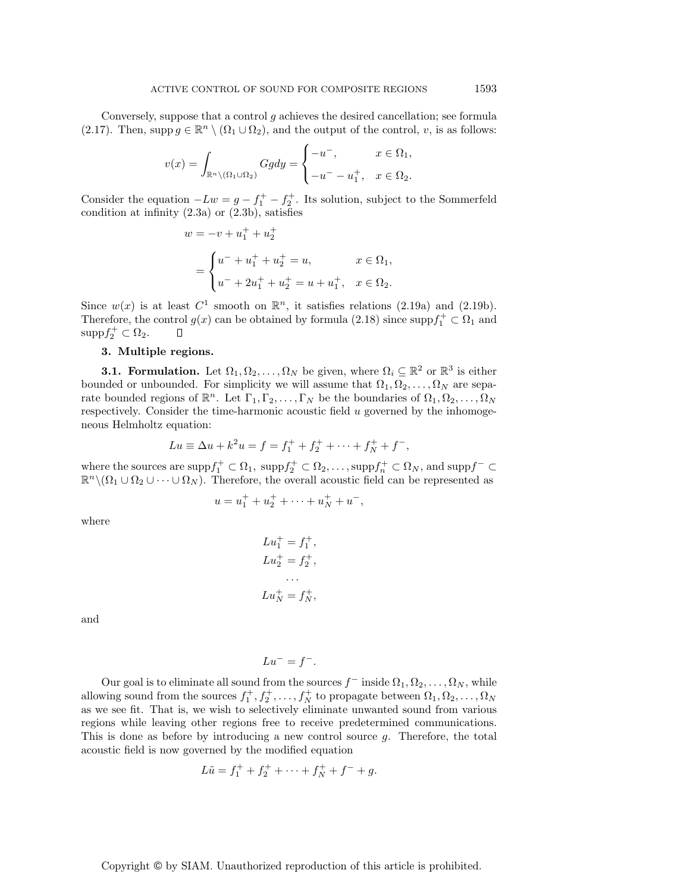Conversely, suppose that a control $g$ achieves the desired cancellation; see formula (2.17). Then, $\operatorname{supp} g \in \mathbb{R}^n \setminus (\Omega_1 \cup \Omega_2)$, and the output of the control, $v$, is as follows:

$$v(x) = \int_{\mathbb{R}^n \setminus (\Omega_1 \cup \Omega_2)} G g dy = \begin{cases} -u^-, & x \in \Omega_1, \\ -u^- - u_1^+, & x \in \Omega_2. \end{cases}$$

Consider the equation $-Lw = g - f_1^+ - f_2^+$. Its solution, subject to the Sommerfeld condition at infinity (2.3a) or (2.3b), satisfies

$$\begin{aligned} w &= -v + u_1^+ + u_2^+ \\ &= \begin{cases} u^- + u_1^+ + u_2^+ = u, & x \in \Omega_1, \\ u^- + 2u_1^+ + u_2^+ = u + u_1^+, & x \in \Omega_2. \end{cases} \end{aligned}$$

Since $w(x)$ is at least $C^1$ smooth on $\mathbb{R}^n$, it satisfies relations (2.19a) and (2.19b). Therefore, the control $g(x)$ can be obtained by formula (2.18) since $\operatorname{supp} f_1^+ \subset \Omega_1$ and $\operatorname{supp} f_2^+ \subset \Omega_2$. $\square$

## 3. Multiple regions.

**3.1. Formulation.** Let $\Omega_1, \Omega_2, \ldots, \Omega_N$ be given, where $\Omega_i \subseteq \mathbb{R}^2$ or $\mathbb{R}^3$ is either bounded or unbounded. For simplicity we will assume that $\Omega_1, \Omega_2, \ldots, \Omega_N$ are separate bounded regions of $\mathbb{R}^n$. Let $\Gamma_1, \Gamma_2, \ldots, \Gamma_N$ be the boundaries of $\Omega_1, \Omega_2, \ldots, \Omega_N$ respectively. Consider the time-harmonic acoustic field $u$ governed by the inhomogeneous Helmholtz equation:

$$Lu \equiv \Delta u + k^2 u = f = f_1^+ + f_2^+ + \cdots + f_N^+ + f^-,$$

where the sources are $\operatorname{supp} f_1^+ \subset \Omega_1$, $\operatorname{supp} f_2^+ \subset \Omega_2, \ldots, \operatorname{supp} f_n^+ \subset \Omega_N$, and $\operatorname{supp} f^- \subset \mathbb{R}^n \setminus (\Omega_1 \cup \Omega_2 \cup \cdots \cup \Omega_N)$. Therefore, the overall acoustic field can be represented as

$$u = u_1^+ + u_2^+ + \cdots + u_N^+ + u^-,$$

where

$$\begin{gathered} Lu_1^+ = f_1^+, \\ Lu_2^+ = f_2^+, \\ \cdots \\ Lu_N^+ = f_N^+, \end{gathered}$$

and

$$Lu^- = f^-.$$

Our goal is to eliminate all sound from the sources $f^-$ inside $\Omega_1, \Omega_2, \ldots, \Omega_N$, while allowing sound from the sources $f_1^+, f_2^+, \ldots, f_N^+$ to propagate between $\Omega_1, \Omega_2, \ldots, \Omega_N$ as we see fit. That is, we wish to selectively eliminate unwanted sound from various regions while leaving other regions free to receive predetermined communications. This is done as before by introducing a new control source $g$. Therefore, the total acoustic field is now governed by the modified equation

$$L\tilde{u} = f_1^+ + f_2^+ + \cdots + f_N^+ + f^- + g.$$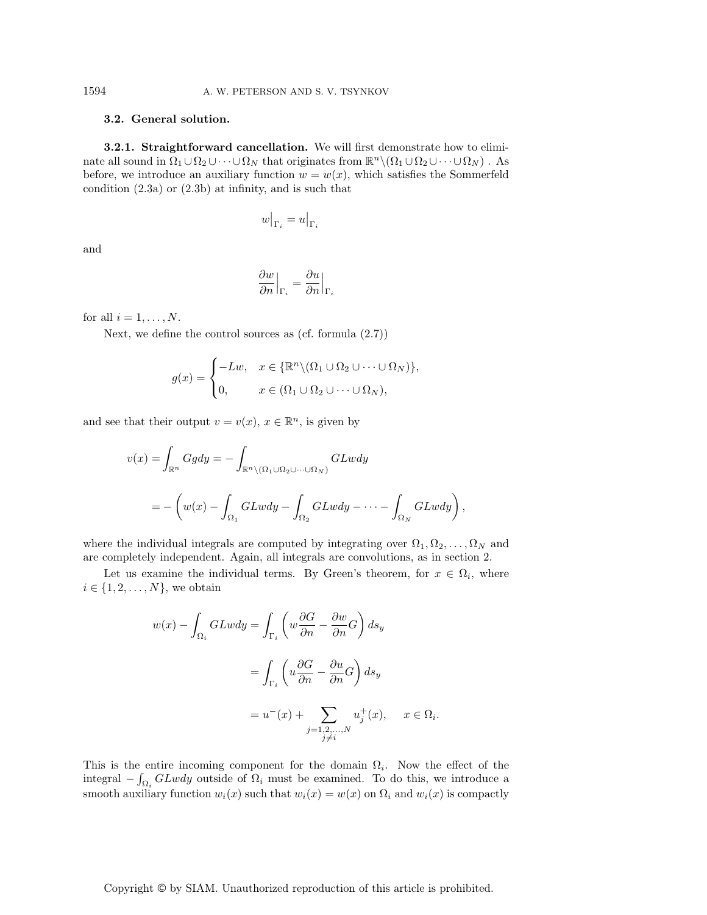### 3.2. General solution.

**3.2.1. Straightforward cancellation.** We will first demonstrate how to eliminate all sound in $\Omega_1 \cup \Omega_2 \cup \cdots \cup \Omega_N$ that originates from $\mathbb{R}^n \backslash (\Omega_1 \cup \Omega_2 \cup \cdots \cup \Omega_N)$ . As before, we introduce an auxiliary function $w = w(x)$, which satisfies the Sommerfeld condition (2.3a) or (2.3b) at infinity, and is such that

$$w\big|_{\Gamma_i} = u\big|_{\Gamma_i}$$

and

$$\frac{\partial w}{\partial n}\Big|_{\Gamma_i} = \frac{\partial u}{\partial n}\Big|_{\Gamma_i}$$

for all $i = 1, \ldots, N$.

Next, we define the control sources as (cf. formula (2.7))

$$g(x) = \begin{cases} -Lw, & x \in \{\mathbb{R}^n \backslash (\Omega_1 \cup \Omega_2 \cup \cdots \cup \Omega_N)\}, \\ 0, & x \in (\Omega_1 \cup \Omega_2 \cup \cdots \cup \Omega_N), \end{cases}$$

and see that their output $v = v(x)$, $x \in \mathbb{R}^n$, is given by

$$\begin{aligned} v(x) &= \int_{\mathbb{R}^n} Gg dy = -\int_{\mathbb{R}^n \backslash (\Omega_1 \cup \Omega_2 \cup \cdots \cup \Omega_N)} GLw dy \\ &= -\left( w(x) - \int_{\Omega_1} GLw dy - \int_{\Omega_2} GLw dy - \cdots - \int_{\Omega_N} GLw dy \right), \end{aligned}$$

where the individual integrals are computed by integrating over $\Omega_1, \Omega_2, \ldots, \Omega_N$ and are completely independent. Again, all integrals are convolutions, as in section 2.

Let us examine the individual terms. By Green's theorem, for $x \in \Omega_i$, where $i \in \{1, 2, \ldots, N\}$, we obtain

$$\begin{aligned} w(x) - \int_{\Omega_i} GLw dy &= \int_{\Gamma_i} \left( w \frac{\partial G}{\partial n} - \frac{\partial w}{\partial n} G \right) ds_y \\ &= \int_{\Gamma_i} \left( u \frac{\partial G}{\partial n} - \frac{\partial u}{\partial n} G \right) ds_y \\ &= u^-(x) + \sum_{\substack{j=1,2,\ldots,N \\ j \neq i}} u_j^+(x), \quad x \in \Omega_i. \end{aligned}$$

This is the entire incoming component for the domain $\Omega_i$. Now the effect of the integral $-\int_{\Omega_i} GLw dy$ outside of $\Omega_i$ must be examined. To do this, we introduce a smooth auxiliary function $w_i(x)$ such that $w_i(x) = w(x)$ on $\Omega_i$ and $w_i(x)$ is compactly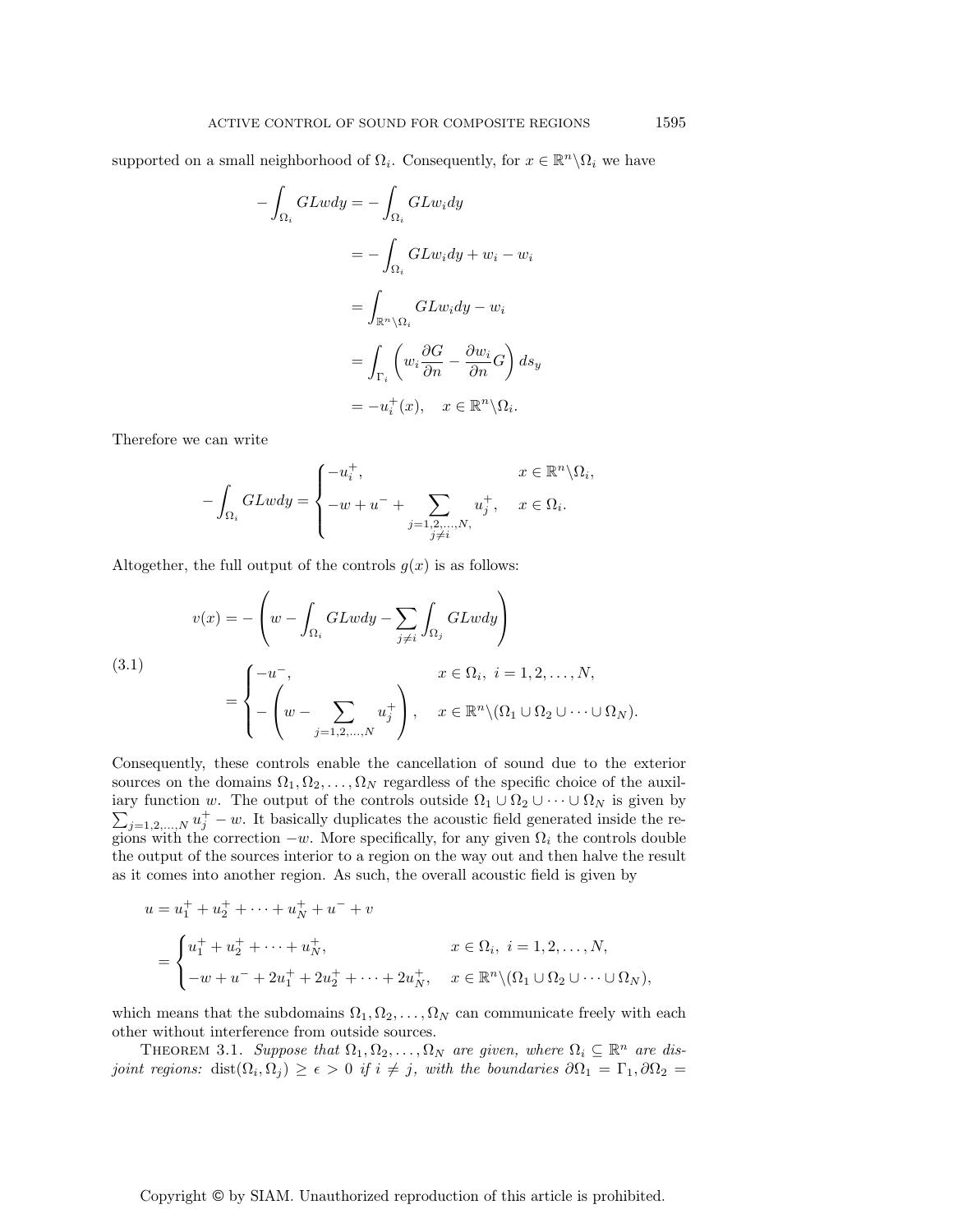supported on a small neighborhood of $\Omega_i$. Consequently, for $x \in \mathbb{R}^n \backslash \Omega_i$ we have

$$
\begin{aligned}
-\int_{\Omega_i} GLw dy &= -\int_{\Omega_i} GLw_i dy \\
&= -\int_{\Omega_i} GLw_i dy + w_i - w_i \\
&= \int_{\mathbb{R}^n \backslash \Omega_i} GLw_i dy - w_i \\
&= \int_{\Gamma_i} \left( w_i \frac{\partial G}{\partial n} - \frac{\partial w_i}{\partial n} G \right) ds_y \\
&= -u_i^+(x), \quad x \in \mathbb{R}^n \backslash \Omega_i.
\end{aligned}
$$

Therefore we can write

$$
-\int_{\Omega_i} GLw dy = \begin{cases} -u_i^+, & x \in \mathbb{R}^n \backslash \Omega_i, \\ -w + u^- + \displaystyle\sum_{\substack{j=1,2,\ldots,N, \\ j \neq i}} u_j^+, & x \in \Omega_i. \end{cases}
$$

Altogether, the full output of the controls $g(x)$ is as follows:

$$
\begin{aligned}
v(x) &= -\left( w - \int_{\Omega_i} GLw dy - \sum_{j \neq i} \int_{\Omega_j} GLw dy \right) \\
&= \begin{cases} -u^-, & x \in \Omega_i, \ i = 1, 2, \ldots, N, \\ -\left( w - \displaystyle\sum_{j=1,2,\ldots,N} u_j^+ \right), & x \in \mathbb{R}^n \backslash (\Omega_1 \cup \Omega_2 \cup \cdots \cup \Omega_N). \end{cases}
\end{aligned} \tag{3.1}
$$

Consequently, these controls enable the cancellation of sound due to the exterior sources on the domains $\Omega_1, \Omega_2, \ldots, \Omega_N$ regardless of the specific choice of the auxiliary function $w$. The output of the controls outside $\Omega_1 \cup \Omega_2 \cup \cdots \cup \Omega_N$ is given by $\sum_{j=1,2,\ldots,N} u_j^+ - w$. It basically duplicates the acoustic field generated inside the regions with the correction $-w$. More specifically, for any given $\Omega_i$ the controls double the output of the sources interior to a region on the way out and then halve the result as it comes into another region. As such, the overall acoustic field is given by

$$
\begin{aligned}
u &= u_1^+ + u_2^+ + \cdots + u_N^+ + u^- + v \\
&= \begin{cases} u_1^+ + u_2^+ + \cdots + u_N^+, & x \in \Omega_i, \ i = 1, 2, \ldots, N, \\ -w + u^- + 2u_1^+ + 2u_2^+ + \cdots + 2u_N^+, & x \in \mathbb{R}^n \backslash (\Omega_1 \cup \Omega_2 \cup \cdots \cup \Omega_N), \end{cases}
\end{aligned}
$$

which means that the subdomains $\Omega_1, \Omega_2, \ldots, \Omega_N$ can communicate freely with each other without interference from outside sources.

THEOREM 3.1. *Suppose that $\Omega_1, \Omega_2, \ldots, \Omega_N$ are given, where $\Omega_i \subseteq \mathbb{R}^n$ are disjoint regions: $\text{dist}(\Omega_i, \Omega_j) \geq \epsilon > 0$ if $i \neq j$, with the boundaries $\partial\Omega_1 = \Gamma_1, \partial\Omega_2 =$*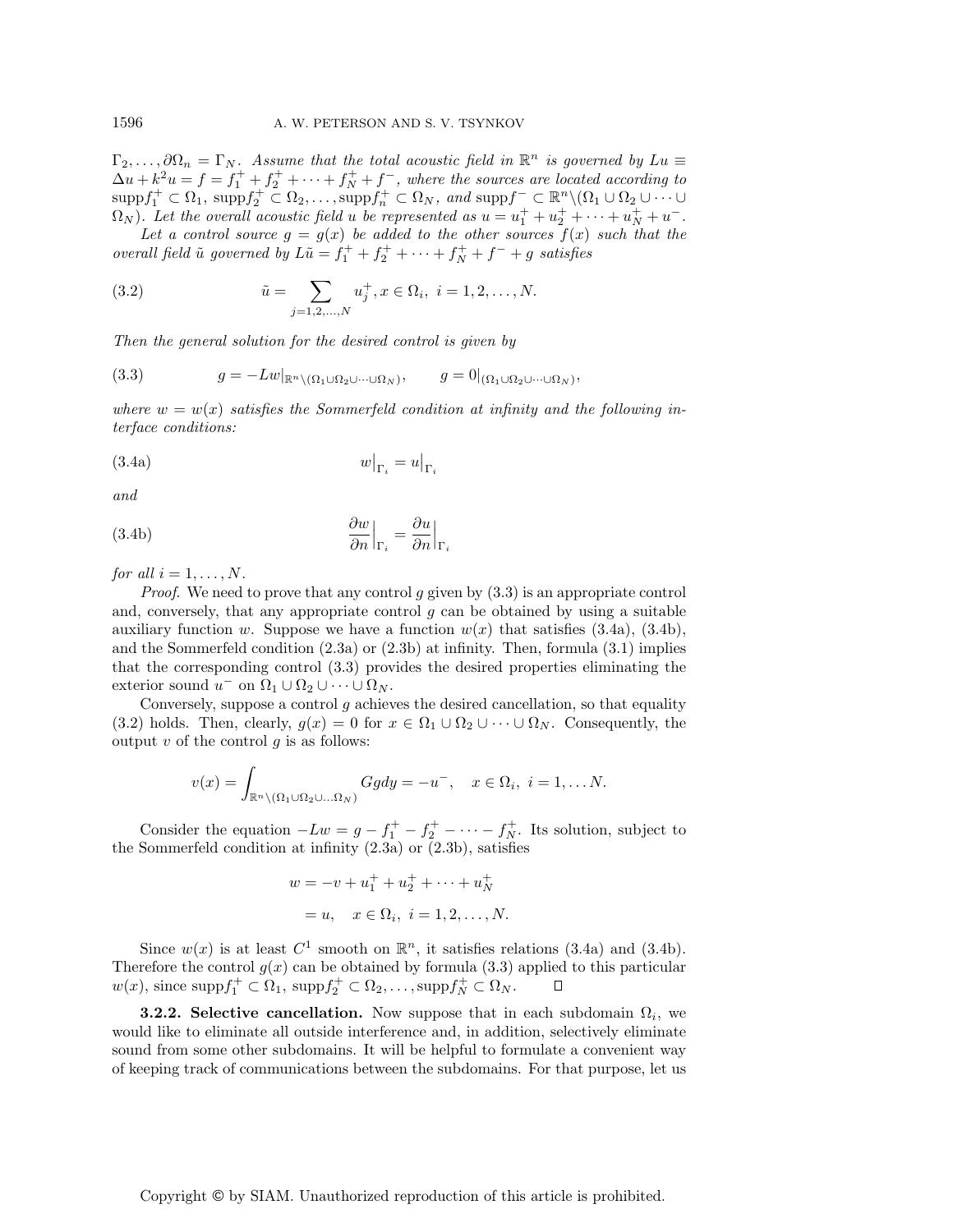$\Gamma_2, \ldots, \partial\Omega_n = \Gamma_N$. *Assume that the total acoustic field in* $\mathbb{R}^n$ *is governed by* $Lu \equiv \Delta u + k^2 u = f = f_1^+ + f_2^+ + \cdots + f_N^+ + f^-$, *where the sources are located according to* $\text{supp} f_1^+ \subset \Omega_1$, $\text{supp} f_2^+ \subset \Omega_2, \ldots, \text{supp} f_n^+ \subset \Omega_N$, *and* $\text{supp} f^- \subset \mathbb{R}^n \backslash (\Omega_1 \cup \Omega_2 \cup \cdots \cup \Omega_N)$. *Let the overall acoustic field* $u$ *be represented as* $u = u_1^+ + u_2^+ + \cdots + u_N^+ + u^-$.

*Let a control source* $g = g(x)$ *be added to the other sources* $f(x)$ *such that the overall field* $\tilde{u}$ *governed by* $L\tilde{u} = f_1^+ + f_2^+ + \cdots + f_N^+ + f^- + g$ *satisfies*

$$\tilde{u} = \sum_{j=1,2,\ldots,N} u_j^+, x \in \Omega_i, \; i = 1, 2, \ldots, N. \tag{3.2}$$

*Then the general solution for the desired control is given by*

$$g = -Lw|_{\mathbb{R}^n \backslash (\Omega_1 \cup \Omega_2 \cup \cdots \cup \Omega_N)}, \qquad g = 0|_{(\Omega_1 \cup \Omega_2 \cup \cdots \cup \Omega_N)}, \tag{3.3}$$

*where* $w = w(x)$ *satisfies the Sommerfeld condition at infinity and the following interface conditions:*

$$w\big|_{\Gamma_i} = u\big|_{\Gamma_i} \tag{3.4a}$$

*and*

$$\frac{\partial w}{\partial n}\Big|_{\Gamma_i} = \frac{\partial u}{\partial n}\Big|_{\Gamma_i} \tag{3.4b}$$

*for all* $i = 1, \ldots, N$.

*Proof.* We need to prove that any control $g$ given by (3.3) is an appropriate control and, conversely, that any appropriate control $g$ can be obtained by using a suitable auxiliary function $w$. Suppose we have a function $w(x)$ that satisfies (3.4a), (3.4b), and the Sommerfeld condition (2.3a) or (2.3b) at infinity. Then, formula (3.1) implies that the corresponding control (3.3) provides the desired properties eliminating the exterior sound $u^-$ on $\Omega_1 \cup \Omega_2 \cup \cdots \cup \Omega_N$.

Conversely, suppose a control $g$ achieves the desired cancellation, so that equality (3.2) holds. Then, clearly, $g(x) = 0$ for $x \in \Omega_1 \cup \Omega_2 \cup \cdots \cup \Omega_N$. Consequently, the output $v$ of the control $g$ is as follows:

$$v(x) = \int_{\mathbb{R}^n \backslash (\Omega_1 \cup \Omega_2 \cup \ldots \Omega_N)} G g dy = -u^-, \quad x \in \Omega_i, \; i = 1, \ldots N.$$

Consider the equation $-Lw = g - f_1^+ - f_2^+ - \cdots - f_N^+$. Its solution, subject to the Sommerfeld condition at infinity (2.3a) or (2.3b), satisfies

$$\begin{aligned} w &= -v + u_1^+ + u_2^+ + \cdots + u_N^+ \\ &= u, \quad x \in \Omega_i, \; i = 1, 2, \ldots, N. \end{aligned}$$

Since $w(x)$ is at least $C^1$ smooth on $\mathbb{R}^n$, it satisfies relations (3.4a) and (3.4b). Therefore the control $g(x)$ can be obtained by formula (3.3) applied to this particular $w(x)$, since $\text{supp} f_1^+ \subset \Omega_1$, $\text{supp} f_2^+ \subset \Omega_2, \ldots, \text{supp} f_N^+ \subset \Omega_N$. ◻

**3.2.2. Selective cancellation.** Now suppose that in each subdomain $\Omega_i$, we would like to eliminate all outside interference and, in addition, selectively eliminate sound from some other subdomains. It will be helpful to formulate a convenient way of keeping track of communications between the subdomains. For that purpose, let us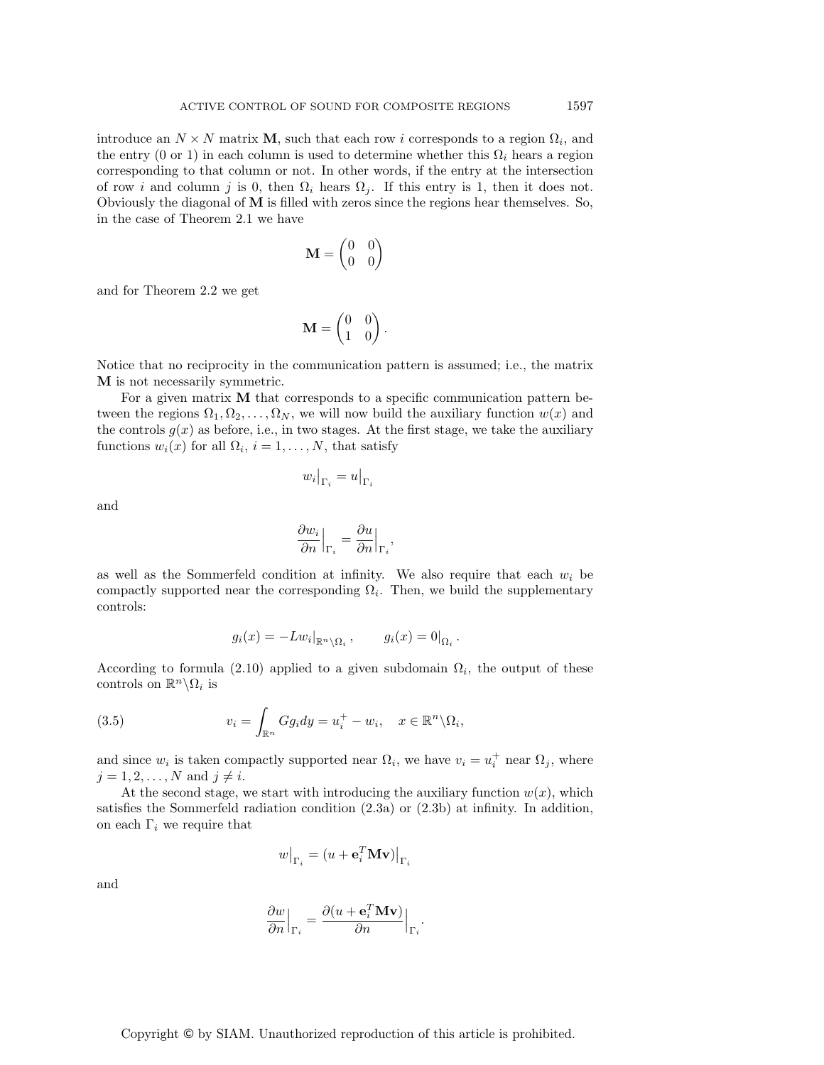introduce an $N \times N$ matrix $\mathbf{M}$, such that each row $i$ corresponds to a region $\Omega_i$, and the entry (0 or 1) in each column is used to determine whether this $\Omega_i$ hears a region corresponding to that column or not. In other words, if the entry at the intersection of row $i$ and column $j$ is 0, then $\Omega_i$ hears $\Omega_j$. If this entry is 1, then it does not. Obviously the diagonal of $\mathbf{M}$ is filled with zeros since the regions hear themselves. So, in the case of Theorem 2.1 we have

$$\mathbf{M} = \begin{pmatrix} 0 & 0 \\ 0 & 0 \end{pmatrix}$$

and for Theorem 2.2 we get

$$\mathbf{M} = \begin{pmatrix} 0 & 0 \\ 1 & 0 \end{pmatrix}.$$

Notice that no reciprocity in the communication pattern is assumed; i.e., the matrix $\mathbf{M}$ is not necessarily symmetric.

For a given matrix $\mathbf{M}$ that corresponds to a specific communication pattern between the regions $\Omega_1, \Omega_2, \ldots, \Omega_N$, we will now build the auxiliary function $w(x)$ and the controls $g(x)$ as before, i.e., in two stages. At the first stage, we take the auxiliary functions $w_i(x)$ for all $\Omega_i$, $i = 1, \ldots, N$, that satisfy

$$w_i\big|_{\Gamma_i} = u\big|_{\Gamma_i}$$

and

$$\frac{\partial w_i}{\partial n}\Big|_{\Gamma_i} = \frac{\partial u}{\partial n}\Big|_{\Gamma_i},$$

as well as the Sommerfeld condition at infinity. We also require that each $w_i$ be compactly supported near the corresponding $\Omega_i$. Then, we build the supplementary controls:

$$g_i(x) = -Lw_i\big|_{\mathbb{R}^n\backslash\Omega_i}, \qquad g_i(x) = 0\big|_{\Omega_i}.$$

According to formula (2.10) applied to a given subdomain $\Omega_i$, the output of these controls on $\mathbb{R}^n\backslash\Omega_i$ is

$$v_i = \int_{\mathbb{R}^n} G g_i dy = u_i^+ - w_i, \quad x \in \mathbb{R}^n\backslash\Omega_i, \tag{3.5}$$

and since $w_i$ is taken compactly supported near $\Omega_i$, we have $v_i = u_i^+$ near $\Omega_j$, where $j = 1, 2, \ldots, N$ and $j \neq i$.

At the second stage, we start with introducing the auxiliary function $w(x)$, which satisfies the Sommerfeld radiation condition (2.3a) or (2.3b) at infinity. In addition, on each $\Gamma_i$ we require that

$$w\big|_{\Gamma_i} = (u + \mathbf{e}_i^T\mathbf{M}\mathbf{v})\big|_{\Gamma_i}$$

and

$$\frac{\partial w}{\partial n}\Big|_{\Gamma_i} = \frac{\partial (u + \mathbf{e}_i^T\mathbf{M}\mathbf{v})}{\partial n}\Big|_{\Gamma_i}.$$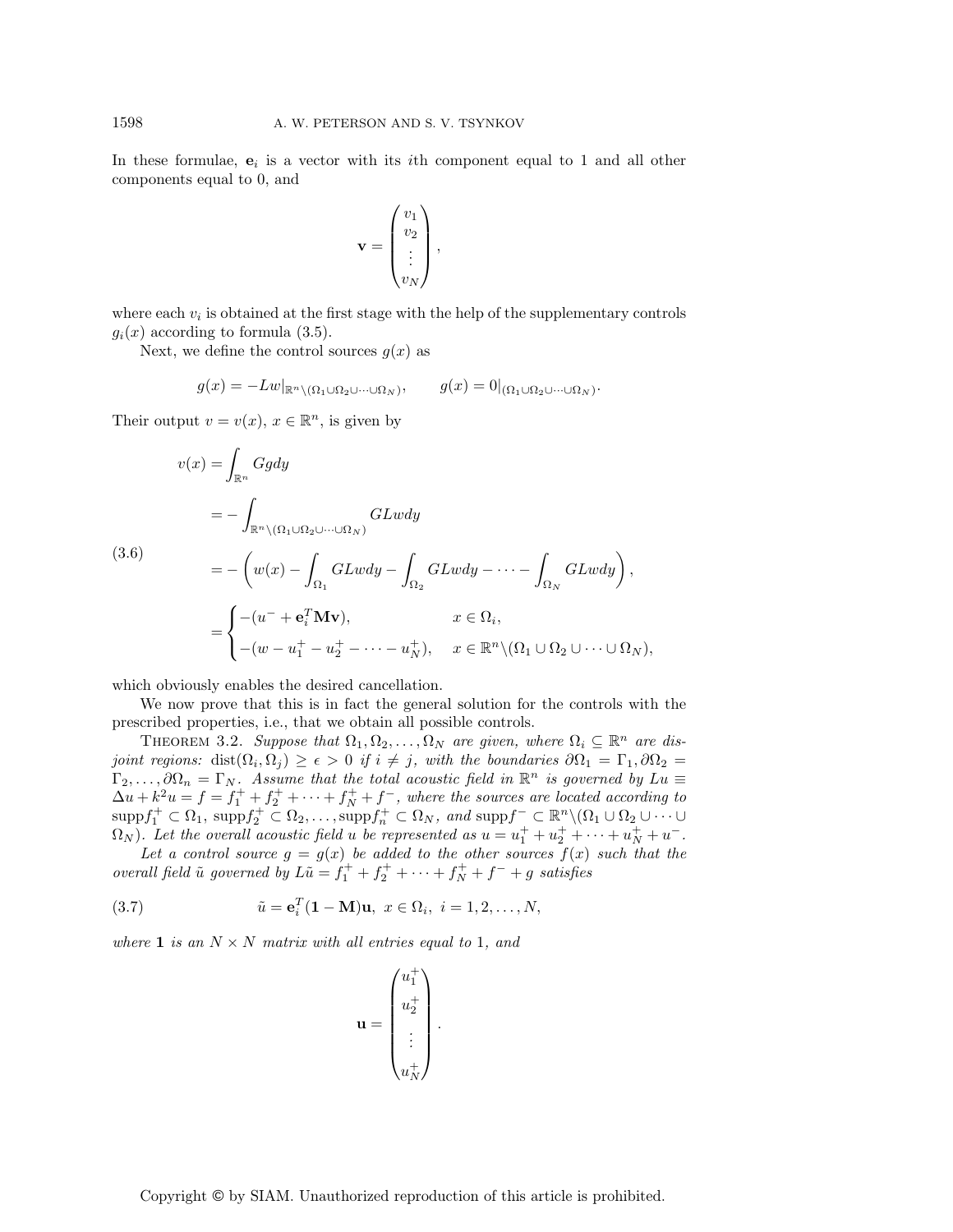In these formulae, $\mathbf{e}_i$ is a vector with its $i$th component equal to 1 and all other components equal to 0, and

$$\mathbf{v} = \begin{pmatrix} v_1 \\ v_2 \\ \vdots \\ v_N \end{pmatrix},$$

where each $v_i$ is obtained at the first stage with the help of the supplementary controls $g_i(x)$ according to formula (3.5).

Next, we define the control sources $g(x)$ as

$$g(x) = -Lw|_{\mathbb{R}^n \backslash (\Omega_1 \cup \Omega_2 \cup \cdots \cup \Omega_N)}, \qquad g(x) = 0|_{(\Omega_1 \cup \Omega_2 \cup \cdots \cup \Omega_N)}.$$

Their output $v = v(x)$, $x \in \mathbb{R}^n$, is given by

$$\begin{aligned}
v(x) &= \int_{\mathbb{R}^n} Ggdy \\
&= -\int_{\mathbb{R}^n \backslash (\Omega_1 \cup \Omega_2 \cup \cdots \cup \Omega_N)} GLwdy \\
&= -\left( w(x) - \int_{\Omega_1} GLwdy - \int_{\Omega_2} GLwdy - \cdots - \int_{\Omega_N} GLwdy \right), \\
&= \begin{cases} -(u^- + \mathbf{e}_i^T \mathbf{M} \mathbf{v}), & x \in \Omega_i, \\ -(w - u_1^+ - u_2^+ - \cdots - u_N^+), & x \in \mathbb{R}^n \backslash (\Omega_1 \cup \Omega_2 \cup \cdots \cup \Omega_N), \end{cases}
\end{aligned} \tag{3.6}$$

which obviously enables the desired cancellation.

We now prove that this is in fact the general solution for the controls with the prescribed properties, i.e., that we obtain all possible controls.

Theorem 3.2. *Suppose that $\Omega_1, \Omega_2, \ldots, \Omega_N$ are given, where $\Omega_i \subseteq \mathbb{R}^n$ are disjoint regions: $\text{dist}(\Omega_i, \Omega_j) \geq \epsilon > 0$ if $i \neq j$, with the boundaries $\partial\Omega_1 = \Gamma_1, \partial\Omega_2 = \Gamma_2, \ldots, \partial\Omega_n = \Gamma_N$. Assume that the total acoustic field in $\mathbb{R}^n$ is governed by $Lu \equiv \Delta u + k^2 u = f = f_1^+ + f_2^+ + \cdots + f_N^+ + f^-$, where the sources are located according to $\text{supp} f_1^+ \subset \Omega_1$, $\text{supp} f_2^+ \subset \Omega_2, \ldots, \text{supp} f_n^+ \subset \Omega_N$, and $\text{supp} f^- \subset \mathbb{R}^n \backslash (\Omega_1 \cup \Omega_2 \cup \cdots \cup \Omega_N)$. Let the overall acoustic field $u$ be represented as $u = u_1^+ + u_2^+ + \cdots + u_N^+ + u^-$.*

*Let a control source $g = g(x)$ be added to the other sources $f(x)$ such that the overall field $\tilde{u}$ governed by $L\tilde{u} = f_1^+ + f_2^+ + \cdots + f_N^+ + f^- + g$ satisfies*

$$\tilde{u} = \mathbf{e}_i^T (\mathbf{1} - \mathbf{M}) \mathbf{u}, \; x \in \Omega_i, \; i = 1, 2, \ldots, N, \tag{3.7}$$

*where $\mathbf{1}$ is an $N \times N$ matrix with all entries equal to 1, and*

$$\mathbf{u} = \begin{pmatrix} u_1^+ \\ u_2^+ \\ \vdots \\ u_N^+ \end{pmatrix}.$$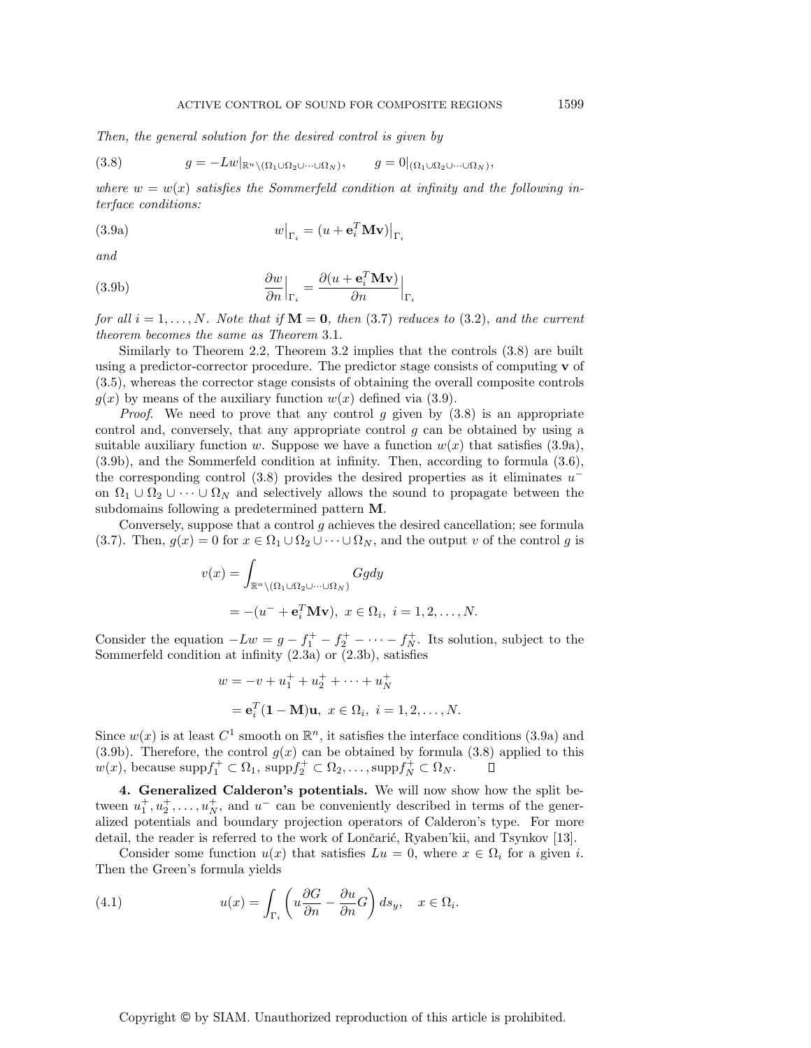*Then, the general solution for the desired control is given by*

$$g = -Lw|_{\mathbb{R}^n \setminus (\Omega_1 \cup \Omega_2 \cup \cdots \cup \Omega_N)}, \qquad g = 0|_{(\Omega_1 \cup \Omega_2 \cup \cdots \cup \Omega_N)}, \tag{3.8}$$

*where $w = w(x)$ satisfies the Sommerfeld condition at infinity and the following interface conditions:*

$$w\big|_{\Gamma_i} = (u + \mathbf{e}_i^T \mathbf{M} \mathbf{v})\big|_{\Gamma_i} \tag{3.9a}$$

*and*

$$\frac{\partial w}{\partial n}\Big|_{\Gamma_i} = \frac{\partial (u + \mathbf{e}_i^T \mathbf{M} \mathbf{v})}{\partial n}\Big|_{\Gamma_i} \tag{3.9b}$$

*for all $i = 1, \ldots, N$. Note that if $\mathbf{M} = \mathbf{0}$, then* (3.7) *reduces to* (3.2), *and the current theorem becomes the same as Theorem* 3.1.

Similarly to Theorem 2.2, Theorem 3.2 implies that the controls (3.8) are built using a predictor-corrector procedure. The predictor stage consists of computing $\mathbf{v}$ of (3.5), whereas the corrector stage consists of obtaining the overall composite controls $g(x)$ by means of the auxiliary function $w(x)$ defined via (3.9).

*Proof.* We need to prove that any control $g$ given by (3.8) is an appropriate control and, conversely, that any appropriate control $g$ can be obtained by using a suitable auxiliary function $w$. Suppose we have a function $w(x)$ that satisfies (3.9a), (3.9b), and the Sommerfeld condition at infinity. Then, according to formula (3.6), the corresponding control (3.8) provides the desired properties as it eliminates $u^-$ on $\Omega_1 \cup \Omega_2 \cup \cdots \cup \Omega_N$ and selectively allows the sound to propagate between the subdomains following a predetermined pattern $\mathbf{M}$.

Conversely, suppose that a control $g$ achieves the desired cancellation; see formula (3.7). Then, $g(x) = 0$ for $x \in \Omega_1 \cup \Omega_2 \cup \cdots \cup \Omega_N$, and the output $v$ of the control $g$ is

$$\begin{aligned} v(x) &= \int_{\mathbb{R}^n \setminus (\Omega_1 \cup \Omega_2 \cup \cdots \cup \Omega_N)} G g dy \\ &= -(u^- + \mathbf{e}_i^T \mathbf{M} \mathbf{v}), \ x \in \Omega_i, \ i = 1, 2, \ldots, N. \end{aligned}$$

Consider the equation $-Lw = g - f_1^+ - f_2^+ - \cdots - f_N^+$. Its solution, subject to the Sommerfeld condition at infinity (2.3a) or (2.3b), satisfies

$$\begin{aligned} w &= -v + u_1^+ + u_2^+ + \cdots + u_N^+ \\ &= \mathbf{e}_i^T (\mathbf{1} - \mathbf{M}) \mathbf{u}, \ x \in \Omega_i, \ i = 1, 2, \ldots, N. \end{aligned}$$

Since $w(x)$ is at least $C^1$ smooth on $\mathbb{R}^n$, it satisfies the interface conditions (3.9a) and (3.9b). Therefore, the control $g(x)$ can be obtained by formula (3.8) applied to this $w(x)$, because $\text{supp} f_1^+ \subset \Omega_1$, $\text{supp} f_2^+ \subset \Omega_2, \ldots, \text{supp} f_N^+ \subset \Omega_N$. ∎

**4. Generalized Calderon's potentials.** We will now show how the split between $u_1^+, u_2^+, \ldots, u_N^+$, and $u^-$ can be conveniently described in terms of the generalized potentials and boundary projection operators of Calderon's type. For more detail, the reader is referred to the work of Lončarić, Ryaben'kii, and Tsynkov [13].

Consider some function $u(x)$ that satisfies $Lu = 0$, where $x \in \Omega_i$ for a given $i$. Then the Green's formula yields

$$u(x) = \int_{\Gamma_i} \left( u \frac{\partial G}{\partial n} - \frac{\partial u}{\partial n} G \right) ds_y, \quad x \in \Omega_i. \tag{4.1}$$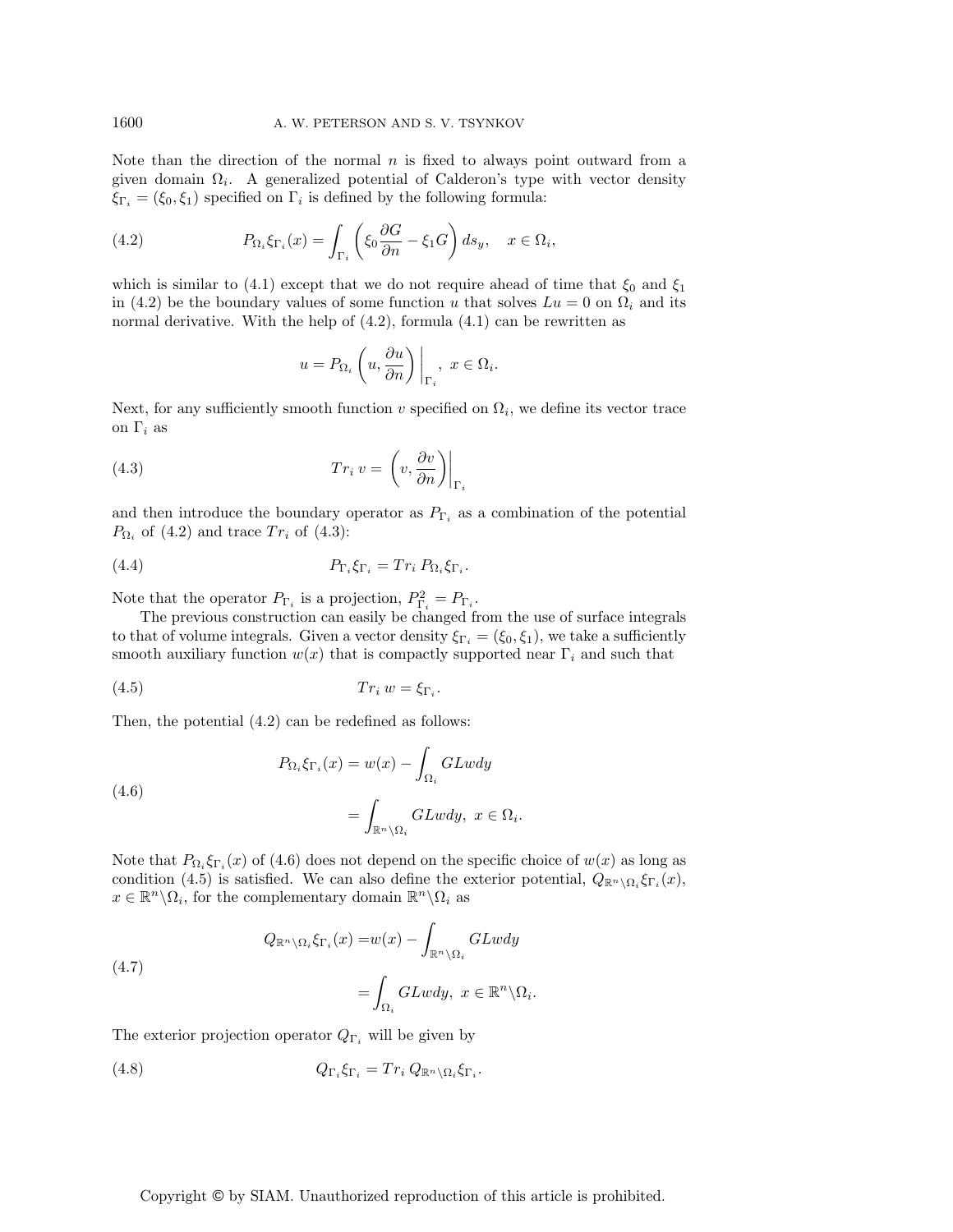Note than the direction of the normal $n$ is fixed to always point outward from a given domain $\Omega_i$. A generalized potential of Calderon's type with vector density $\xi_{\Gamma_i} = (\xi_0, \xi_1)$ specified on $\Gamma_i$ is defined by the following formula:

$$P_{\Omega_i} \xi_{\Gamma_i}(x) = \int_{\Gamma_i} \left( \xi_0 \frac{\partial G}{\partial n} - \xi_1 G \right) ds_y, \quad x \in \Omega_i, \tag{4.2}$$

which is similar to (4.1) except that we do not require ahead of time that $\xi_0$ and $\xi_1$ in (4.2) be the boundary values of some function $u$ that solves $Lu = 0$ on $\Omega_i$ and its normal derivative. With the help of (4.2), formula (4.1) can be rewritten as

$$u = P_{\Omega_i} \left( u, \frac{\partial u}{\partial n} \right) \bigg|_{\Gamma_i}, \ x \in \Omega_i.$$

Next, for any sufficiently smooth function $v$ specified on $\Omega_i$, we define its vector trace on $\Gamma_i$ as

$$Tr_i \, v = \left( v, \frac{\partial v}{\partial n} \right) \bigg|_{\Gamma_i} \tag{4.3}$$

and then introduce the boundary operator as $P_{\Gamma_i}$ as a combination of the potential $P_{\Omega_i}$ of (4.2) and trace $Tr_i$ of (4.3):

$$P_{\Gamma_i} \xi_{\Gamma_i} = Tr_i \, P_{\Omega_i} \xi_{\Gamma_i}. \tag{4.4}$$

Note that the operator $P_{\Gamma_i}$ is a projection, $P_{\Gamma_i}^2 = P_{\Gamma_i}$.

The previous construction can easily be changed from the use of surface integrals to that of volume integrals. Given a vector density $\xi_{\Gamma_i} = (\xi_0, \xi_1)$, we take a sufficiently smooth auxiliary function $w(x)$ that is compactly supported near $\Gamma_i$ and such that

$$Tr_i \, w = \xi_{\Gamma_i}. \tag{4.5}$$

Then, the potential (4.2) can be redefined as follows:

$$\begin{aligned} P_{\Omega_i} \xi_{\Gamma_i}(x) &= w(x) - \int_{\Omega_i} GLw dy \\ &= \int_{\mathbb{R}^n \setminus \Omega_i} GLw dy, \ x \in \Omega_i. \end{aligned} \tag{4.6}$$

Note that $P_{\Omega_i} \xi_{\Gamma_i}(x)$ of (4.6) does not depend on the specific choice of $w(x)$ as long as condition (4.5) is satisfied. We can also define the exterior potential, $Q_{\mathbb{R}^n \setminus \Omega_i} \xi_{\Gamma_i}(x)$, $x \in \mathbb{R}^n \setminus \Omega_i$, for the complementary domain $\mathbb{R}^n \setminus \Omega_i$ as

$$\begin{aligned} Q_{\mathbb{R}^n \setminus \Omega_i} \xi_{\Gamma_i}(x) &= w(x) - \int_{\mathbb{R}^n \setminus \Omega_i} GLw dy \\ &= \int_{\Omega_i} GLw dy, \ x \in \mathbb{R}^n \setminus \Omega_i. \end{aligned} \tag{4.7}$$

The exterior projection operator $Q_{\Gamma_i}$ will be given by

$$Q_{\Gamma_i} \xi_{\Gamma_i} = Tr_i \, Q_{\mathbb{R}^n \setminus \Omega_i} \xi_{\Gamma_i}. \tag{4.8}$$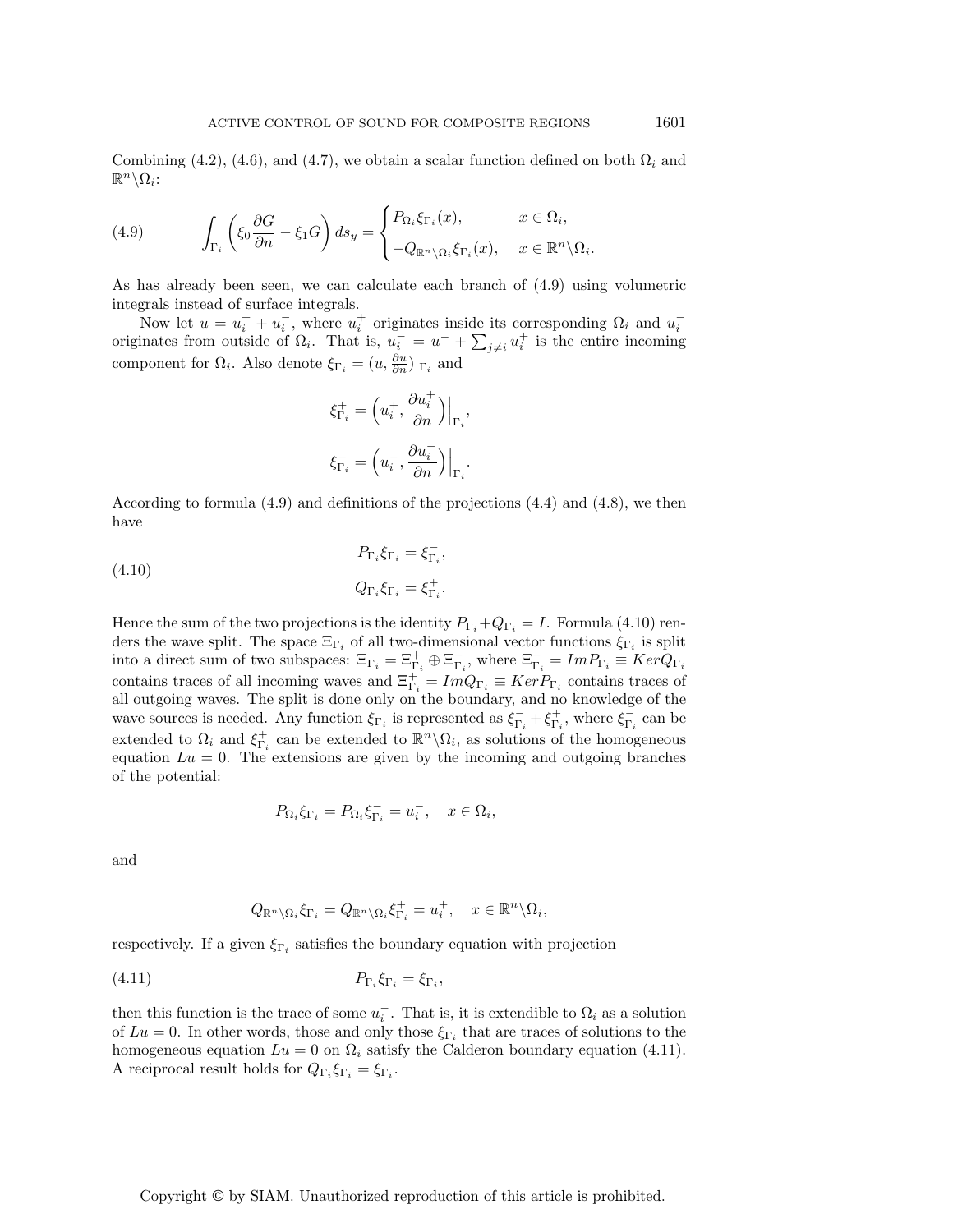Combining (4.2), (4.6), and (4.7), we obtain a scalar function defined on both $\Omega_i$ and $\mathbb{R}^n\backslash\Omega_i$:

$$\int_{\Gamma_i} \left( \xi_0 \frac{\partial G}{\partial n} - \xi_1 G \right) ds_y = \begin{cases} P_{\Omega_i}\xi_{\Gamma_i}(x), & x \in \Omega_i, \\ -Q_{\mathbb{R}^n\backslash\Omega_i}\xi_{\Gamma_i}(x), & x \in \mathbb{R}^n\backslash\Omega_i. \end{cases} \tag{4.9}$$

As has already been seen, we can calculate each branch of (4.9) using volumetric integrals instead of surface integrals.

Now let $u = u_i^+ + u_i^-$, where $u_i^+$ originates inside its corresponding $\Omega_i$ and $u_i^-$ originates from outside of $\Omega_i$. That is, $u_i^- = u^- + \sum_{j\neq i} u_i^+$ is the entire incoming component for $\Omega_i$. Also denote $\xi_{\Gamma_i} = (u, \frac{\partial u}{\partial n})|_{\Gamma_i}$ and

$$\xi_{\Gamma_i}^+ = \left( u_i^+, \frac{\partial u_i^+}{\partial n} \right)\Big|_{\Gamma_i},$$

$$\xi_{\Gamma_i}^- = \left( u_i^-, \frac{\partial u_i^-}{\partial n} \right)\Big|_{\Gamma_i}.$$

According to formula (4.9) and definitions of the projections (4.4) and (4.8), we then have

$$\begin{aligned} P_{\Gamma_i}\xi_{\Gamma_i} &= \xi_{\Gamma_i}^-, \\ Q_{\Gamma_i}\xi_{\Gamma_i} &= \xi_{\Gamma_i}^+. \end{aligned} \tag{4.10}$$

Hence the sum of the two projections is the identity $P_{\Gamma_i} + Q_{\Gamma_i} = I$. Formula (4.10) renders the wave split. The space $\Xi_{\Gamma_i}$ of all two-dimensional vector functions $\xi_{\Gamma_i}$ is split into a direct sum of two subspaces: $\Xi_{\Gamma_i} = \Xi_{\Gamma_i}^+ \oplus \Xi_{\Gamma_i}^-$, where $\Xi_{\Gamma_i}^- = ImP_{\Gamma_i} \equiv KerQ_{\Gamma_i}$ contains traces of all incoming waves and $\Xi_{\Gamma_i}^+ = ImQ_{\Gamma_i} \equiv KerP_{\Gamma_i}$ contains traces of all outgoing waves. The split is done only on the boundary, and no knowledge of the wave sources is needed. Any function $\xi_{\Gamma_i}$ is represented as $\xi_{\Gamma_i}^- + \xi_{\Gamma_i}^+$, where $\xi_{\Gamma_i}^-$ can be extended to $\Omega_i$ and $\xi_{\Gamma_i}^+$ can be extended to $\mathbb{R}^n\backslash\Omega_i$, as solutions of the homogeneous equation $Lu = 0$. The extensions are given by the incoming and outgoing branches of the potential:

$$P_{\Omega_i}\xi_{\Gamma_i} = P_{\Omega_i}\xi_{\Gamma_i}^- = u_i^-, \quad x \in \Omega_i,$$

and

$$Q_{\mathbb{R}^n\backslash\Omega_i}\xi_{\Gamma_i} = Q_{\mathbb{R}^n\backslash\Omega_i}\xi_{\Gamma_i}^+ = u_i^+, \quad x \in \mathbb{R}^n\backslash\Omega_i,$$

respectively. If a given $\xi_{\Gamma_i}$ satisfies the boundary equation with projection

$$P_{\Gamma_i}\xi_{\Gamma_i} = \xi_{\Gamma_i}, \tag{4.11}$$

then this function is the trace of some $u_i^-$. That is, it is extendible to $\Omega_i$ as a solution of $Lu = 0$. In other words, those and only those $\xi_{\Gamma_i}$ that are traces of solutions to the homogeneous equation $Lu = 0$ on $\Omega_i$ satisfy the Calderon boundary equation (4.11). A reciprocal result holds for $Q_{\Gamma_i}\xi_{\Gamma_i} = \xi_{\Gamma_i}$.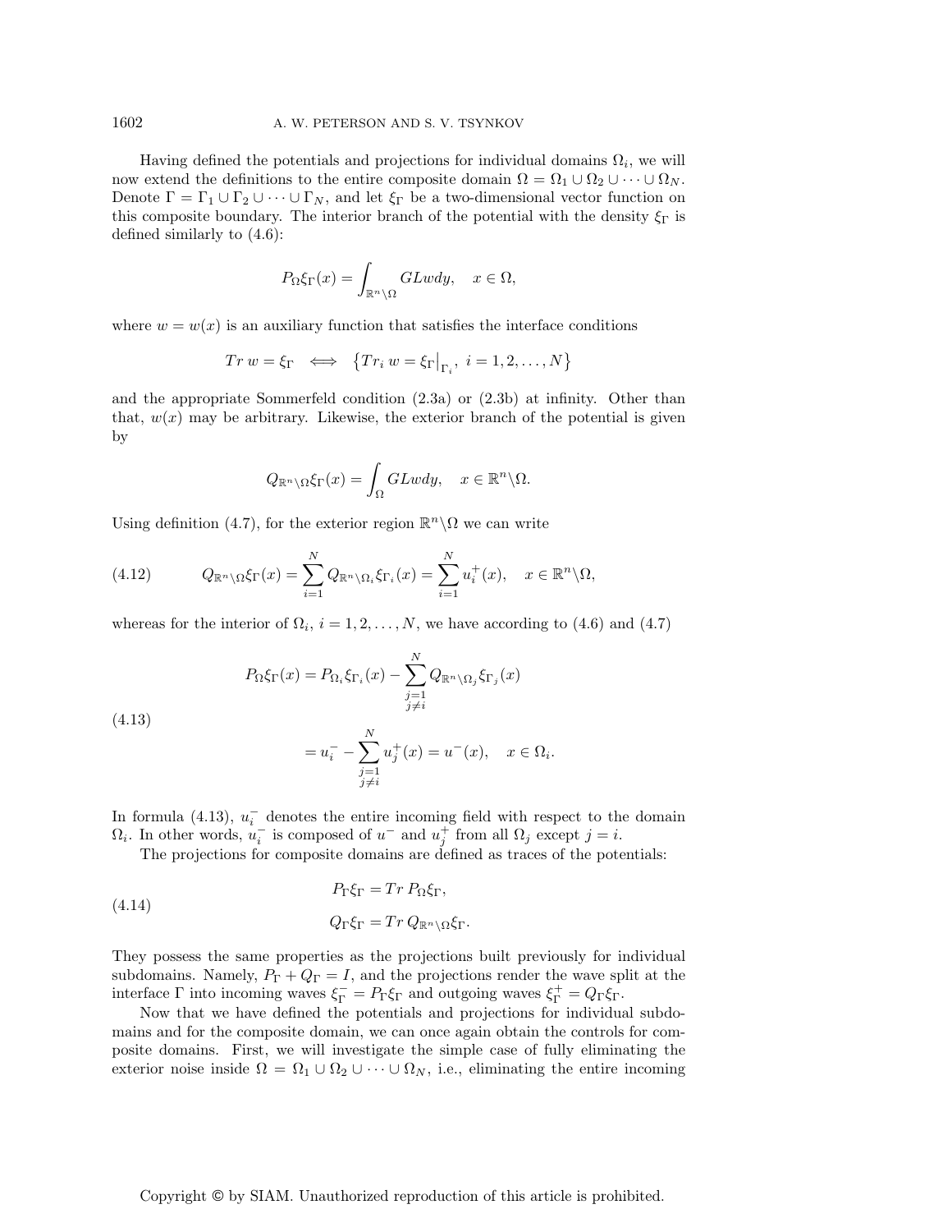Having defined the potentials and projections for individual domains $\Omega_i$, we will now extend the definitions to the entire composite domain $\Omega = \Omega_1 \cup \Omega_2 \cup \cdots \cup \Omega_N$. Denote $\Gamma = \Gamma_1 \cup \Gamma_2 \cup \cdots \cup \Gamma_N$, and let $\xi_\Gamma$ be a two-dimensional vector function on this composite boundary. The interior branch of the potential with the density $\xi_\Gamma$ is defined similarly to (4.6):

$$P_\Omega \xi_\Gamma(x) = \int_{\mathbb{R}^n \backslash \Omega} GLw dy, \quad x \in \Omega,$$

where $w = w(x)$ is an auxiliary function that satisfies the interface conditions

$$Tr\, w = \xi_\Gamma \iff \left\{ Tr_i\, w = \xi_\Gamma \big|_{\Gamma_i},\ i = 1, 2, \ldots, N \right\}$$

and the appropriate Sommerfeld condition (2.3a) or (2.3b) at infinity. Other than that, $w(x)$ may be arbitrary. Likewise, the exterior branch of the potential is given by

$$Q_{\mathbb{R}^n \backslash \Omega} \xi_\Gamma(x) = \int_\Omega GLw dy, \quad x \in \mathbb{R}^n \backslash \Omega.$$

Using definition (4.7), for the exterior region $\mathbb{R}^n \backslash \Omega$ we can write

$$Q_{\mathbb{R}^n \backslash \Omega} \xi_\Gamma(x) = \sum_{i=1}^{N} Q_{\mathbb{R}^n \backslash \Omega_i} \xi_{\Gamma_i}(x) = \sum_{i=1}^{N} u_i^+(x), \quad x \in \mathbb{R}^n \backslash \Omega, \tag{4.12}$$

whereas for the interior of $\Omega_i$, $i = 1, 2, \ldots, N$, we have according to (4.6) and (4.7)

$$\begin{aligned} P_\Omega \xi_\Gamma(x) &= P_{\Omega_i} \xi_{\Gamma_i}(x) - \sum_{\substack{j=1 \\ j \neq i}}^{N} Q_{\mathbb{R}^n \backslash \Omega_j} \xi_{\Gamma_j}(x) \\ &= u_i^- - \sum_{\substack{j=1 \\ j \neq i}}^{N} u_j^+(x) = u^-(x), \quad x \in \Omega_i. \end{aligned} \tag{4.13}$$

In formula (4.13), $u_i^-$ denotes the entire incoming field with respect to the domain $\Omega_i$. In other words, $u_i^-$ is composed of $u^-$ and $u_j^+$ from all $\Omega_j$ except $j = i$.

The projections for composite domains are defined as traces of the potentials:

$$\begin{aligned} P_\Gamma \xi_\Gamma &= Tr\, P_\Omega \xi_\Gamma, \\ Q_\Gamma \xi_\Gamma &= Tr\, Q_{\mathbb{R}^n \backslash \Omega} \xi_\Gamma. \end{aligned} \tag{4.14}$$

They possess the same properties as the projections built previously for individual subdomains. Namely, $P_\Gamma + Q_\Gamma = I$, and the projections render the wave split at the interface $\Gamma$ into incoming waves $\xi_\Gamma^- = P_\Gamma \xi_\Gamma$ and outgoing waves $\xi_\Gamma^+ = Q_\Gamma \xi_\Gamma$.

Now that we have defined the potentials and projections for individual subdomains and for the composite domain, we can once again obtain the controls for composite domains. First, we will investigate the simple case of fully eliminating the exterior noise inside $\Omega = \Omega_1 \cup \Omega_2 \cup \cdots \cup \Omega_N$, i.e., eliminating the entire incoming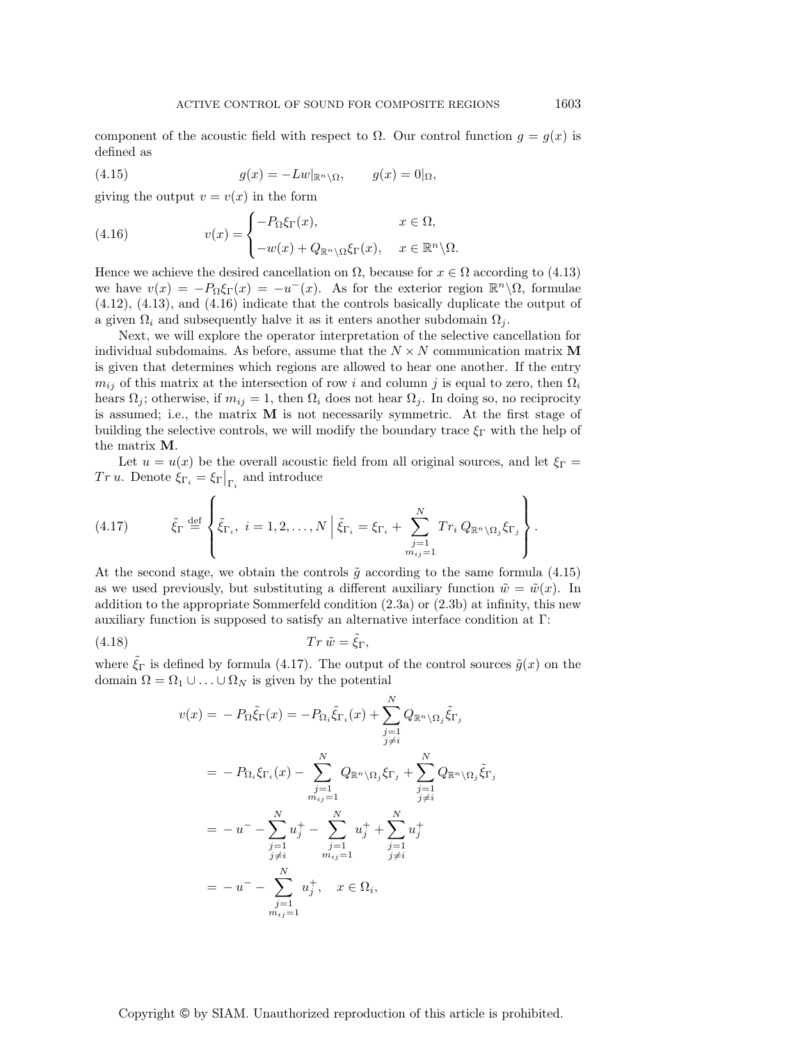component of the acoustic field with respect to $\Omega$. Our control function $g = g(x)$ is defined as

$$g(x) = -Lw|_{\mathbb{R}^n\backslash\Omega}, \qquad g(x) = 0|_{\Omega}, \tag{4.15}$$

giving the output $v = v(x)$ in the form

$$v(x) = \begin{cases} -P_\Omega \xi_\Gamma(x), & x \in \Omega, \\ -w(x) + Q_{\mathbb{R}^n\backslash\Omega}\xi_\Gamma(x), & x \in \mathbb{R}^n\backslash\Omega. \end{cases} \tag{4.16}$$

Hence we achieve the desired cancellation on $\Omega$, because for $x \in \Omega$ according to (4.13) we have $v(x) = -P_\Omega \xi_\Gamma(x) = -u^-(x)$. As for the exterior region $\mathbb{R}^n\backslash\Omega$, formulae (4.12), (4.13), and (4.16) indicate that the controls basically duplicate the output of a given $\Omega_i$ and subsequently halve it as it enters another subdomain $\Omega_j$.

Next, we will explore the operator interpretation of the selective cancellation for individual subdomains. As before, assume that the $N \times N$ communication matrix $\mathbf{M}$ is given that determines which regions are allowed to hear one another. If the entry $m_{ij}$ of this matrix at the intersection of row $i$ and column $j$ is equal to zero, then $\Omega_i$ hears $\Omega_j$; otherwise, if $m_{ij} = 1$, then $\Omega_i$ does not hear $\Omega_j$. In doing so, no reciprocity is assumed; i.e., the matrix $\mathbf{M}$ is not necessarily symmetric. At the first stage of building the selective controls, we will modify the boundary trace $\xi_\Gamma$ with the help of the matrix $\mathbf{M}$.

Let $u = u(x)$ be the overall acoustic field from all original sources, and let $\xi_\Gamma = Tr\, u$. Denote $\xi_{\Gamma_i} = \xi_\Gamma\big|_{\Gamma_i}$ and introduce

$$\tilde{\xi}_\Gamma \stackrel{\text{def}}{=} \left\{ \tilde{\xi}_{\Gamma_i},\ i = 1, 2, \ldots, N \;\middle|\; \tilde{\xi}_{\Gamma_i} = \xi_{\Gamma_i} + \sum_{\substack{j=1 \\ m_{ij}=1}}^{N} Tr_i\, Q_{\mathbb{R}^n\backslash\Omega_j}\xi_{\Gamma_j} \right\}. \tag{4.17}$$

At the second stage, we obtain the controls $\tilde{g}$ according to the same formula (4.15) as we used previously, but substituting a different auxiliary function $\tilde{w} = \tilde{w}(x)$. In addition to the appropriate Sommerfeld condition (2.3a) or (2.3b) at infinity, this new auxiliary function is supposed to satisfy an alternative interface condition at $\Gamma$:

$$Tr\, \tilde{w} = \tilde{\xi}_\Gamma, \tag{4.18}$$

where $\tilde{\xi}_\Gamma$ is defined by formula (4.17). The output of the control sources $\tilde{g}(x)$ on the domain $\Omega = \Omega_1 \cup \ldots \cup \Omega_N$ is given by the potential

$$\begin{aligned}
v(x) = & -P_\Omega \tilde{\xi}_\Gamma(x) = -P_{\Omega_i}\tilde{\xi}_{\Gamma_i}(x) + \sum_{\substack{j=1 \\ j\neq i}}^{N} Q_{\mathbb{R}^n\backslash\Omega_j}\tilde{\xi}_{\Gamma_j} \\
= & -P_{\Omega_i}\xi_{\Gamma_i}(x) - \sum_{\substack{j=1 \\ m_{ij}=1}}^{N} Q_{\mathbb{R}^n\backslash\Omega_j}\xi_{\Gamma_j} + \sum_{\substack{j=1 \\ j\neq i}}^{N} Q_{\mathbb{R}^n\backslash\Omega_j}\tilde{\xi}_{\Gamma_j} \\
= & -u^- - \sum_{\substack{j=1 \\ j\neq i}}^{N} u_j^+ - \sum_{\substack{j=1 \\ m_{ij}=1}}^{N} u_j^+ + \sum_{\substack{j=1 \\ j\neq i}}^{N} u_j^+ \\
= & -u^- - \sum_{\substack{j=1 \\ m_{ij}=1}}^{N} u_j^+, \quad x \in \Omega_i,
\end{aligned}$$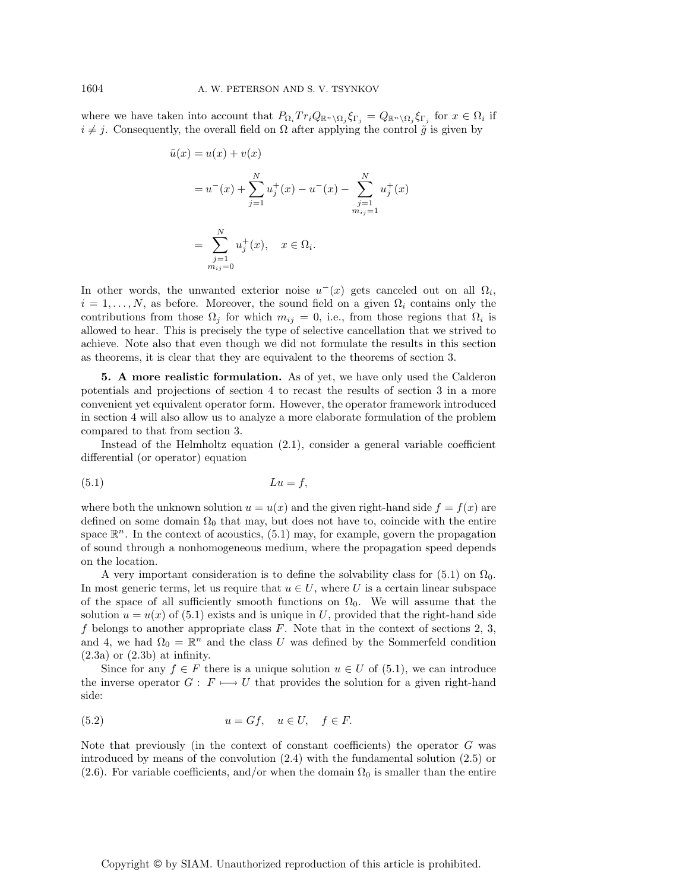where we have taken into account that $P_{\Omega_i} Tr_i Q_{\mathbb{R}^n \setminus \Omega_j} \xi_{\Gamma_j} = Q_{\mathbb{R}^n \setminus \Omega_j} \xi_{\Gamma_j}$ for $x \in \Omega_i$ if $i \neq j$. Consequently, the overall field on $\Omega$ after applying the control $\tilde{g}$ is given by

$$
\begin{aligned}
\tilde{u}(x) &= u(x) + v(x) \\
&= u^-(x) + \sum_{j=1}^{N} u_j^+(x) - u^-(x) - \sum_{\substack{j=1 \\ m_{ij}=1}}^{N} u_j^+(x) \\
&= \sum_{\substack{j=1 \\ m_{ij}=0}}^{N} u_j^+(x), \quad x \in \Omega_i.
\end{aligned}
$$

In other words, the unwanted exterior noise $u^-(x)$ gets canceled out on all $\Omega_i$, $i = 1, \ldots, N$, as before. Moreover, the sound field on a given $\Omega_i$ contains only the contributions from those $\Omega_j$ for which $m_{ij} = 0$, i.e., from those regions that $\Omega_i$ is allowed to hear. This is precisely the type of selective cancellation that we strived to achieve. Note also that even though we did not formulate the results in this section as theorems, it is clear that they are equivalent to the theorems of section 3.

**5. A more realistic formulation.** As of yet, we have only used the Calderon potentials and projections of section 4 to recast the results of section 3 in a more convenient yet equivalent operator form. However, the operator framework introduced in section 4 will also allow us to analyze a more elaborate formulation of the problem compared to that from section 3.

Instead of the Helmholtz equation (2.1), consider a general variable coefficient differential (or operator) equation

$$
Lu = f, \tag{5.1}
$$

where both the unknown solution $u = u(x)$ and the given right-hand side $f = f(x)$ are defined on some domain $\Omega_0$ that may, but does not have to, coincide with the entire space $\mathbb{R}^n$. In the context of acoustics, (5.1) may, for example, govern the propagation of sound through a nonhomogeneous medium, where the propagation speed depends on the location.

A very important consideration is to define the solvability class for (5.1) on $\Omega_0$. In most generic terms, let us require that $u \in U$, where $U$ is a certain linear subspace of the space of all sufficiently smooth functions on $\Omega_0$. We will assume that the solution $u = u(x)$ of (5.1) exists and is unique in $U$, provided that the right-hand side $f$ belongs to another appropriate class $F$. Note that in the context of sections 2, 3, and 4, we had $\Omega_0 = \mathbb{R}^n$ and the class $U$ was defined by the Sommerfeld condition (2.3a) or (2.3b) at infinity.

Since for any $f \in F$ there is a unique solution $u \in U$ of (5.1), we can introduce the inverse operator $G : F \longmapsto U$ that provides the solution for a given right-hand side:

$$
u = Gf, \quad u \in U, \quad f \in F. \tag{5.2}
$$

Note that previously (in the context of constant coefficients) the operator $G$ was introduced by means of the convolution (2.4) with the fundamental solution (2.5) or (2.6). For variable coefficients, and/or when the domain $\Omega_0$ is smaller than the entire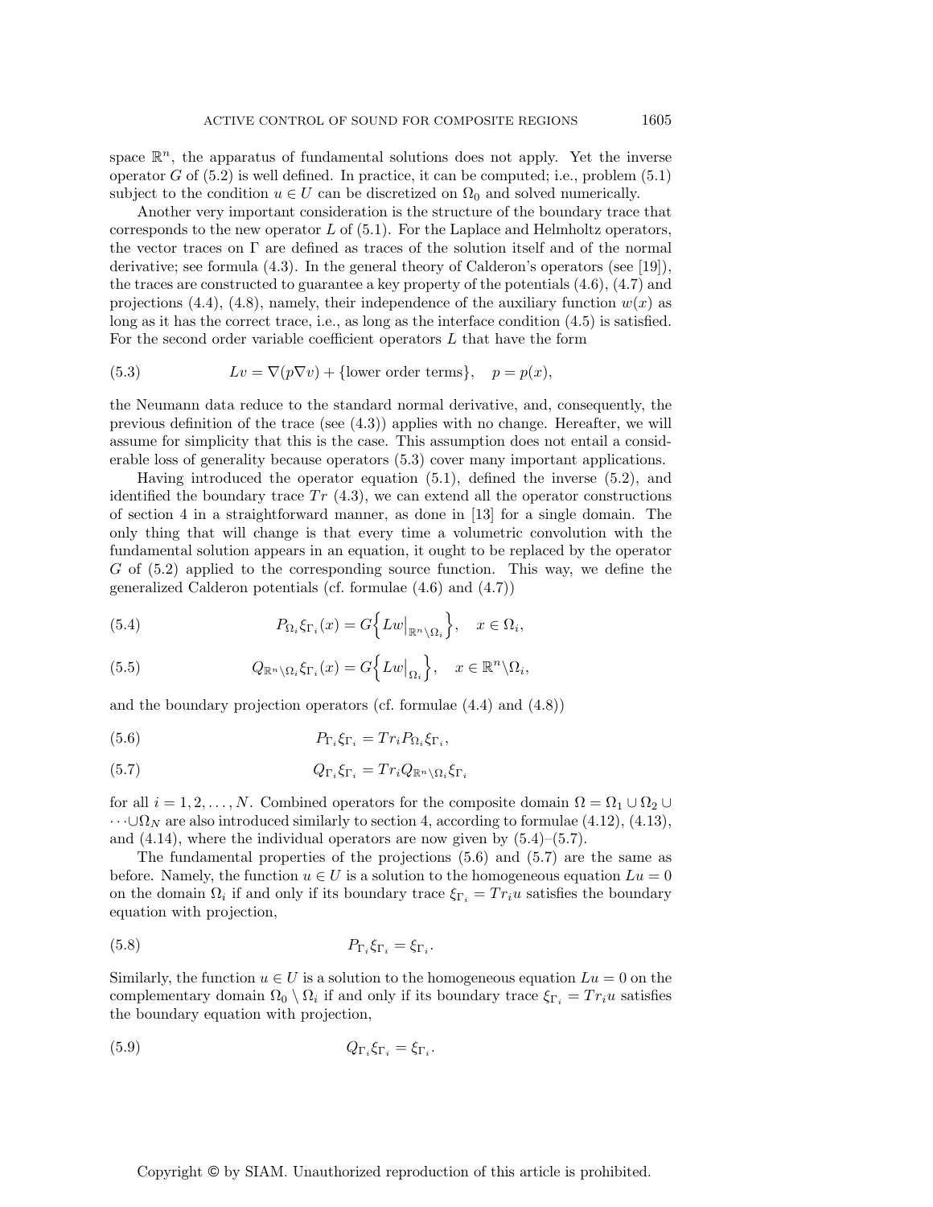space $\mathbb{R}^n$, the apparatus of fundamental solutions does not apply. Yet the inverse operator $G$ of (5.2) is well defined. In practice, it can be computed; i.e., problem (5.1) subject to the condition $u \in U$ can be discretized on $\Omega_0$ and solved numerically.

Another very important consideration is the structure of the boundary trace that corresponds to the new operator $L$ of (5.1). For the Laplace and Helmholtz operators, the vector traces on $\Gamma$ are defined as traces of the solution itself and of the normal derivative; see formula (4.3). In the general theory of Calderon's operators (see [19]), the traces are constructed to guarantee a key property of the potentials (4.6), (4.7) and projections (4.4), (4.8), namely, their independence of the auxiliary function $w(x)$ as long as it has the correct trace, i.e., as long as the interface condition (4.5) is satisfied. For the second order variable coefficient operators $L$ that have the form

$$Lv = \nabla(p\nabla v) + \{\text{lower order terms}\}, \quad p = p(x), \tag{5.3}$$

the Neumann data reduce to the standard normal derivative, and, consequently, the previous definition of the trace (see (4.3)) applies with no change. Hereafter, we will assume for simplicity that this is the case. This assumption does not entail a considerable loss of generality because operators (5.3) cover many important applications.

Having introduced the operator equation (5.1), defined the inverse (5.2), and identified the boundary trace $Tr$ (4.3), we can extend all the operator constructions of section 4 in a straightforward manner, as done in [13] for a single domain. The only thing that will change is that every time a volumetric convolution with the fundamental solution appears in an equation, it ought to be replaced by the operator $G$ of (5.2) applied to the corresponding source function. This way, we define the generalized Calderon potentials (cf. formulae (4.6) and (4.7))

$$P_{\Omega_i}\xi_{\Gamma_i}(x) = G\Big\{Lw\big|_{\mathbb{R}^n\backslash\Omega_i}\Big\}, \quad x \in \Omega_i, \tag{5.4}$$

$$Q_{\mathbb{R}^n\backslash\Omega_i}\xi_{\Gamma_i}(x) = G\Big\{Lw\big|_{\Omega_i}\Big\}, \quad x \in \mathbb{R}^n\backslash\Omega_i, \tag{5.5}$$

and the boundary projection operators (cf. formulae (4.4) and (4.8))

$$P_{\Gamma_i}\xi_{\Gamma_i} = Tr_i P_{\Omega_i}\xi_{\Gamma_i}, \tag{5.6}$$

$$Q_{\Gamma_i}\xi_{\Gamma_i} = Tr_i Q_{\mathbb{R}^n\backslash\Omega_i}\xi_{\Gamma_i} \tag{5.7}$$

for all $i = 1, 2, \dots, N$. Combined operators for the composite domain $\Omega = \Omega_1 \cup \Omega_2 \cup \dots \cup \Omega_N$ are also introduced similarly to section 4, according to formulae (4.12), (4.13), and (4.14), where the individual operators are now given by (5.4)–(5.7).

The fundamental properties of the projections (5.6) and (5.7) are the same as before. Namely, the function $u \in U$ is a solution to the homogeneous equation $Lu = 0$ on the domain $\Omega_i$ if and only if its boundary trace $\xi_{\Gamma_i} = Tr_i u$ satisfies the boundary equation with projection,

$$P_{\Gamma_i}\xi_{\Gamma_i} = \xi_{\Gamma_i}. \tag{5.8}$$

Similarly, the function $u \in U$ is a solution to the homogeneous equation $Lu = 0$ on the complementary domain $\Omega_0 \setminus \Omega_i$ if and only if its boundary trace $\xi_{\Gamma_i} = Tr_i u$ satisfies the boundary equation with projection,

$$Q_{\Gamma_i}\xi_{\Gamma_i} = \xi_{\Gamma_i}. \tag{5.9}$$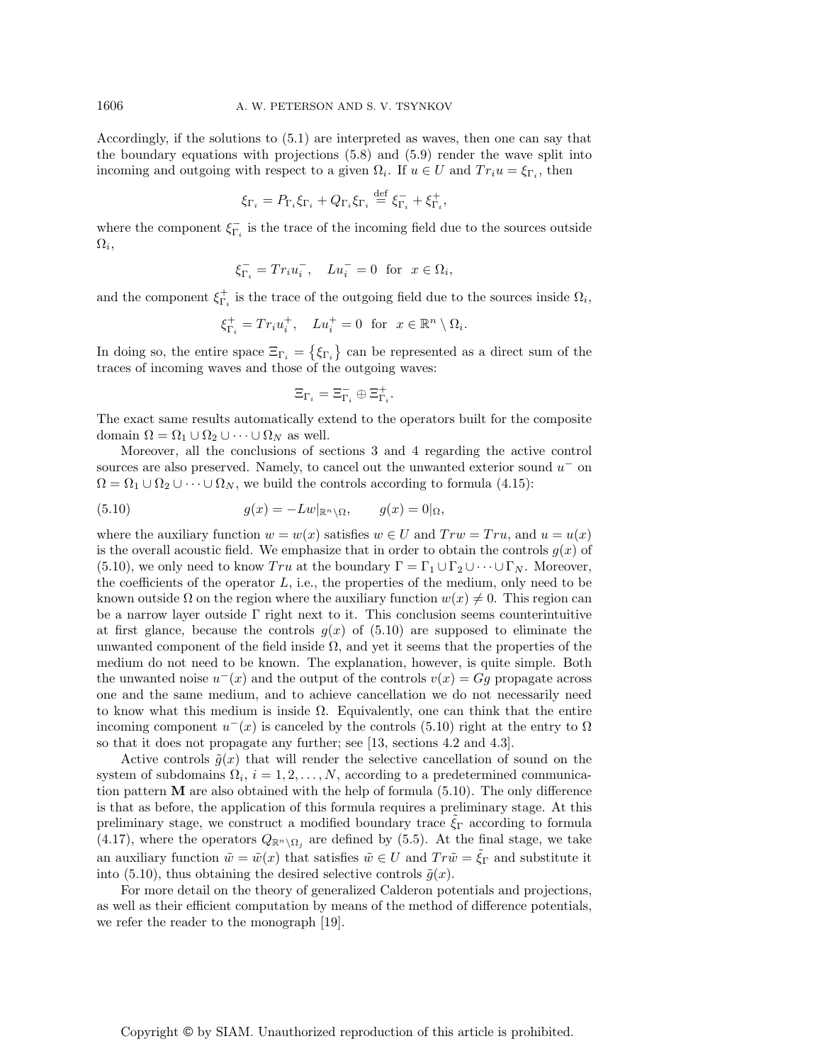Accordingly, if the solutions to (5.1) are interpreted as waves, then one can say that the boundary equations with projections (5.8) and (5.9) render the wave split into incoming and outgoing with respect to a given $\Omega_i$. If $u \in U$ and $Tr_i u = \xi_{\Gamma_i}$, then

$$\xi_{\Gamma_i} = P_{\Gamma_i}\xi_{\Gamma_i} + Q_{\Gamma_i}\xi_{\Gamma_i} \stackrel{\text{def}}{=} \xi^-_{\Gamma_i} + \xi^+_{\Gamma_i},$$

where the component $\xi^-_{\Gamma_i}$ is the trace of the incoming field due to the sources outside $\Omega_i$,

$$\xi^-_{\Gamma_i} = Tr_i u^-_i, \quad Lu^-_i = 0 \text{ for } x \in \Omega_i,$$

and the component $\xi^+_{\Gamma_i}$ is the trace of the outgoing field due to the sources inside $\Omega_i$,

$$\xi^+_{\Gamma_i} = Tr_i u^+_i, \quad Lu^+_i = 0 \text{ for } x \in \mathbb{R}^n \setminus \Omega_i.$$

In doing so, the entire space $\Xi_{\Gamma_i} = \{\xi_{\Gamma_i}\}$ can be represented as a direct sum of the traces of incoming waves and those of the outgoing waves:

$$\Xi_{\Gamma_i} = \Xi^-_{\Gamma_i} \oplus \Xi^+_{\Gamma_i}.$$

The exact same results automatically extend to the operators built for the composite domain $\Omega = \Omega_1 \cup \Omega_2 \cup \cdots \cup \Omega_N$ as well.

Moreover, all the conclusions of sections 3 and 4 regarding the active control sources are also preserved. Namely, to cancel out the unwanted exterior sound $u^-$ on $\Omega = \Omega_1 \cup \Omega_2 \cup \cdots \cup \Omega_N$, we build the controls according to formula (4.15):

$$g(x) = -Lw|_{\mathbb{R}^n\setminus\Omega}, \qquad g(x) = 0|_{\Omega}, \tag{5.10}$$

where the auxiliary function $w = w(x)$ satisfies $w \in U$ and $Trw = Tru$, and $u = u(x)$ is the overall acoustic field. We emphasize that in order to obtain the controls $g(x)$ of (5.10), we only need to know $Tru$ at the boundary $\Gamma = \Gamma_1 \cup \Gamma_2 \cup \cdots \cup \Gamma_N$. Moreover, the coefficients of the operator $L$, i.e., the properties of the medium, only need to be known outside $\Omega$ on the region where the auxiliary function $w(x) \neq 0$. This region can be a narrow layer outside $\Gamma$ right next to it. This conclusion seems counterintuitive at first glance, because the controls $g(x)$ of (5.10) are supposed to eliminate the unwanted component of the field inside $\Omega$, and yet it seems that the properties of the medium do not need to be known. The explanation, however, is quite simple. Both the unwanted noise $u^-(x)$ and the output of the controls $v(x) = Gg$ propagate across one and the same medium, and to achieve cancellation we do not necessarily need to know what this medium is inside $\Omega$. Equivalently, one can think that the entire incoming component $u^-(x)$ is canceled by the controls (5.10) right at the entry to $\Omega$ so that it does not propagate any further; see [13, sections 4.2 and 4.3].

Active controls $\tilde{g}(x)$ that will render the selective cancellation of sound on the system of subdomains $\Omega_i$, $i = 1, 2, \ldots, N$, according to a predetermined communication pattern $\mathbf{M}$ are also obtained with the help of formula (5.10). The only difference is that as before, the application of this formula requires a preliminary stage. At this preliminary stage, we construct a modified boundary trace $\tilde{\xi}_\Gamma$ according to formula (4.17), where the operators $Q_{\mathbb{R}^n\setminus\Omega_j}$ are defined by (5.5). At the final stage, we take an auxiliary function $\tilde{w} = \tilde{w}(x)$ that satisfies $\tilde{w} \in U$ and $Tr\tilde{w} = \tilde{\xi}_\Gamma$ and substitute it into (5.10), thus obtaining the desired selective controls $\tilde{g}(x)$.

For more detail on the theory of generalized Calderon potentials and projections, as well as their efficient computation by means of the method of difference potentials, we refer the reader to the monograph [19].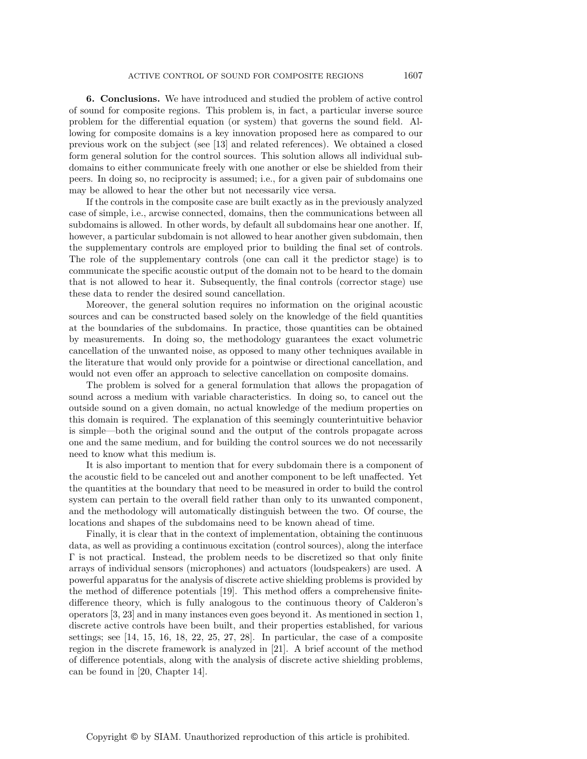**6. Conclusions.** We have introduced and studied the problem of active control of sound for composite regions. This problem is, in fact, a particular inverse source problem for the differential equation (or system) that governs the sound field. Allowing for composite domains is a key innovation proposed here as compared to our previous work on the subject (see [13] and related references). We obtained a closed form general solution for the control sources. This solution allows all individual subdomains to either communicate freely with one another or else be shielded from their peers. In doing so, no reciprocity is assumed; i.e., for a given pair of subdomains one may be allowed to hear the other but not necessarily vice versa.

If the controls in the composite case are built exactly as in the previously analyzed case of simple, i.e., arcwise connected, domains, then the communications between all subdomains is allowed. In other words, by default all subdomains hear one another. If, however, a particular subdomain is not allowed to hear another given subdomain, then the supplementary controls are employed prior to building the final set of controls. The role of the supplementary controls (one can call it the predictor stage) is to communicate the specific acoustic output of the domain not to be heard to the domain that is not allowed to hear it. Subsequently, the final controls (corrector stage) use these data to render the desired sound cancellation.

Moreover, the general solution requires no information on the original acoustic sources and can be constructed based solely on the knowledge of the field quantities at the boundaries of the subdomains. In practice, those quantities can be obtained by measurements. In doing so, the methodology guarantees the exact volumetric cancellation of the unwanted noise, as opposed to many other techniques available in the literature that would only provide for a pointwise or directional cancellation, and would not even offer an approach to selective cancellation on composite domains.

The problem is solved for a general formulation that allows the propagation of sound across a medium with variable characteristics. In doing so, to cancel out the outside sound on a given domain, no actual knowledge of the medium properties on this domain is required. The explanation of this seemingly counterintuitive behavior is simple—both the original sound and the output of the controls propagate across one and the same medium, and for building the control sources we do not necessarily need to know what this medium is.

It is also important to mention that for every subdomain there is a component of the acoustic field to be canceled out and another component to be left unaffected. Yet the quantities at the boundary that need to be measured in order to build the control system can pertain to the overall field rather than only to its unwanted component, and the methodology will automatically distinguish between the two. Of course, the locations and shapes of the subdomains need to be known ahead of time.

Finally, it is clear that in the context of implementation, obtaining the continuous data, as well as providing a continuous excitation (control sources), along the interface $\Gamma$ is not practical. Instead, the problem needs to be discretized so that only finite arrays of individual sensors (microphones) and actuators (loudspeakers) are used. A powerful apparatus for the analysis of discrete active shielding problems is provided by the method of difference potentials [19]. This method offers a comprehensive finite-difference theory, which is fully analogous to the continuous theory of Calderon's operators [3, 23] and in many instances even goes beyond it. As mentioned in section 1, discrete active controls have been built, and their properties established, for various settings; see [14, 15, 16, 18, 22, 25, 27, 28]. In particular, the case of a composite region in the discrete framework is analyzed in [21]. A brief account of the method of difference potentials, along with the analysis of discrete active shielding problems, can be found in [20, Chapter 14].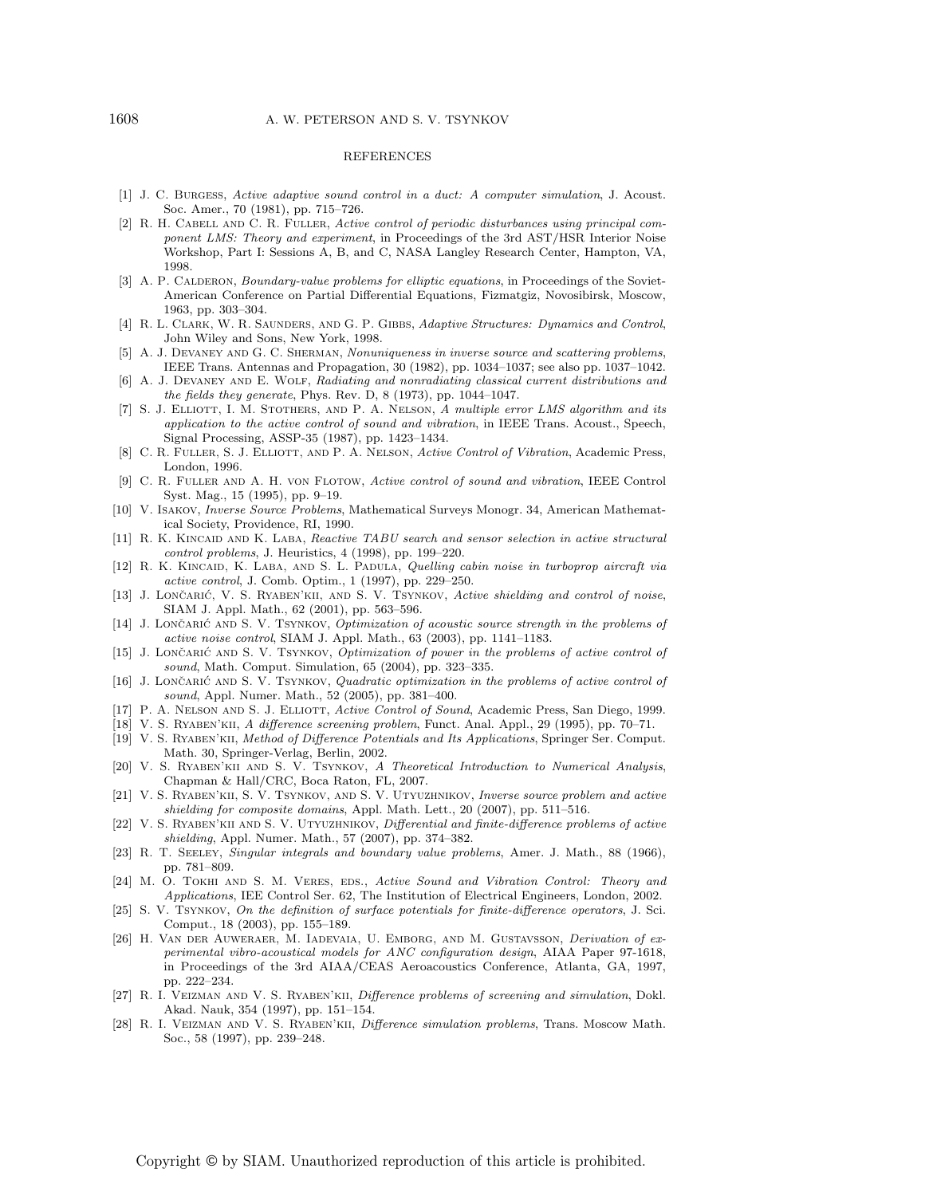## REFERENCES

[1] J. C. Burgess, *Active adaptive sound control in a duct: A computer simulation*, J. Acoust. Soc. Amer., 70 (1981), pp. 715–726.

[2] R. H. Cabell and C. R. Fuller, *Active control of periodic disturbances using principal component LMS: Theory and experiment*, in Proceedings of the 3rd AST/HSR Interior Noise Workshop, Part I: Sessions A, B, and C, NASA Langley Research Center, Hampton, VA, 1998.

[3] A. P. Calderon, *Boundary-value problems for elliptic equations*, in Proceedings of the Soviet-American Conference on Partial Differential Equations, Fizmatgiz, Novosibirsk, Moscow, 1963, pp. 303–304.

[4] R. L. Clark, W. R. Saunders, and G. P. Gibbs, *Adaptive Structures: Dynamics and Control*, John Wiley and Sons, New York, 1998.

[5] A. J. Devaney and G. C. Sherman, *Nonuniqueness in inverse source and scattering problems*, IEEE Trans. Antennas and Propagation, 30 (1982), pp. 1034–1037; see also pp. 1037–1042.

[6] A. J. Devaney and E. Wolf, *Radiating and nonradiating classical current distributions and the fields they generate*, Phys. Rev. D, 8 (1973), pp. 1044–1047.

[7] S. J. Elliott, I. M. Stothers, and P. A. Nelson, *A multiple error LMS algorithm and its application to the active control of sound and vibration*, in IEEE Trans. Acoust., Speech, Signal Processing, ASSP-35 (1987), pp. 1423–1434.

[8] C. R. Fuller, S. J. Elliott, and P. A. Nelson, *Active Control of Vibration*, Academic Press, London, 1996.

[9] C. R. Fuller and A. H. von Flotow, *Active control of sound and vibration*, IEEE Control Syst. Mag., 15 (1995), pp. 9–19.

[10] V. Isakov, *Inverse Source Problems*, Mathematical Surveys Monogr. 34, American Mathematical Society, Providence, RI, 1990.

[11] R. K. Kincaid and K. Laba, *Reactive TABU search and sensor selection in active structural control problems*, J. Heuristics, 4 (1998), pp. 199–220.

[12] R. K. Kincaid, K. Laba, and S. L. Padula, *Quelling cabin noise in turboprop aircraft via active control*, J. Comb. Optim., 1 (1997), pp. 229–250.

[13] J. Lončarić, V. S. Ryaben'kii, and S. V. Tsynkov, *Active shielding and control of noise*, SIAM J. Appl. Math., 62 (2001), pp. 563–596.

[14] J. Lončarić and S. V. Tsynkov, *Optimization of acoustic source strength in the problems of active noise control*, SIAM J. Appl. Math., 63 (2003), pp. 1141–1183.

[15] J. Lončarić and S. V. Tsynkov, *Optimization of power in the problems of active control of sound*, Math. Comput. Simulation, 65 (2004), pp. 323–335.

[16] J. Lončarić and S. V. Tsynkov, *Quadratic optimization in the problems of active control of sound*, Appl. Numer. Math., 52 (2005), pp. 381–400.

[17] P. A. Nelson and S. J. Elliott, *Active Control of Sound*, Academic Press, San Diego, 1999.

[18] V. S. Ryaben'kii, *A difference screening problem*, Funct. Anal. Appl., 29 (1995), pp. 70–71.

[19] V. S. Ryaben'kii, *Method of Difference Potentials and Its Applications*, Springer Ser. Comput. Math. 30, Springer-Verlag, Berlin, 2002.

[20] V. S. Ryaben'kii and S. V. Tsynkov, *A Theoretical Introduction to Numerical Analysis*, Chapman & Hall/CRC, Boca Raton, FL, 2007.

[21] V. S. Ryaben'kii, S. V. Tsynkov, and S. V. Utyuzhnikov, *Inverse source problem and active shielding for composite domains*, Appl. Math. Lett., 20 (2007), pp. 511–516.

[22] V. S. Ryaben'kii and S. V. Utyuzhnikov, *Differential and finite-difference problems of active shielding*, Appl. Numer. Math., 57 (2007), pp. 374–382.

[23] R. T. Seeley, *Singular integrals and boundary value problems*, Amer. J. Math., 88 (1966), pp. 781–809.

[24] M. O. Tokhi and S. M. Veres, eds., *Active Sound and Vibration Control: Theory and Applications*, IEE Control Ser. 62, The Institution of Electrical Engineers, London, 2002.

[25] S. V. Tsynkov, *On the definition of surface potentials for finite-difference operators*, J. Sci. Comput., 18 (2003), pp. 155–189.

[26] H. Van der Auweraer, M. Iadevaia, U. Emborg, and M. Gustavsson, *Derivation of experimental vibro-acoustical models for ANC configuration design*, AIAA Paper 97-1618, in Proceedings of the 3rd AIAA/CEAS Aeroacoustics Conference, Atlanta, GA, 1997, pp. 222–234.

[27] R. I. Veizman and V. S. Ryaben'kii, *Difference problems of screening and simulation*, Dokl. Akad. Nauk, 354 (1997), pp. 151–154.

[28] R. I. Veizman and V. S. Ryaben'kii, *Difference simulation problems*, Trans. Moscow Math. Soc., 58 (1997), pp. 239–248.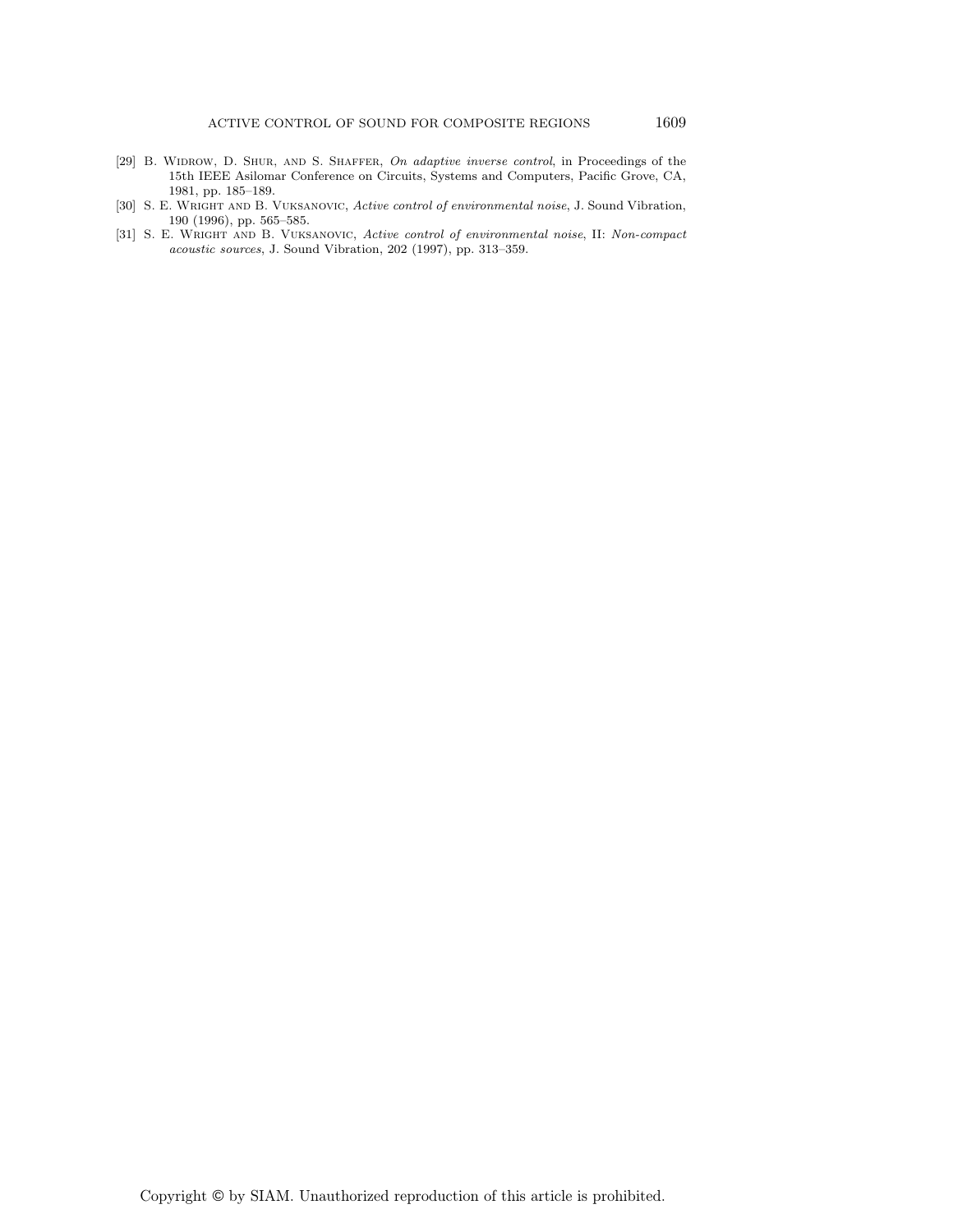[29] B. Widrow, D. Shur, and S. Shaffer, *On adaptive inverse control*, in Proceedings of the 15th IEEE Asilomar Conference on Circuits, Systems and Computers, Pacific Grove, CA, 1981, pp. 185–189.

[30] S. E. Wright and B. Vuksanovic, *Active control of environmental noise*, J. Sound Vibration, 190 (1996), pp. 565–585.

[31] S. E. Wright and B. Vuksanovic, *Active control of environmental noise*, II: *Non-compact acoustic sources*, J. Sound Vibration, 202 (1997), pp. 313–359.

Copyright © by SIAM. Unauthorized reproduction of this article is prohibited.